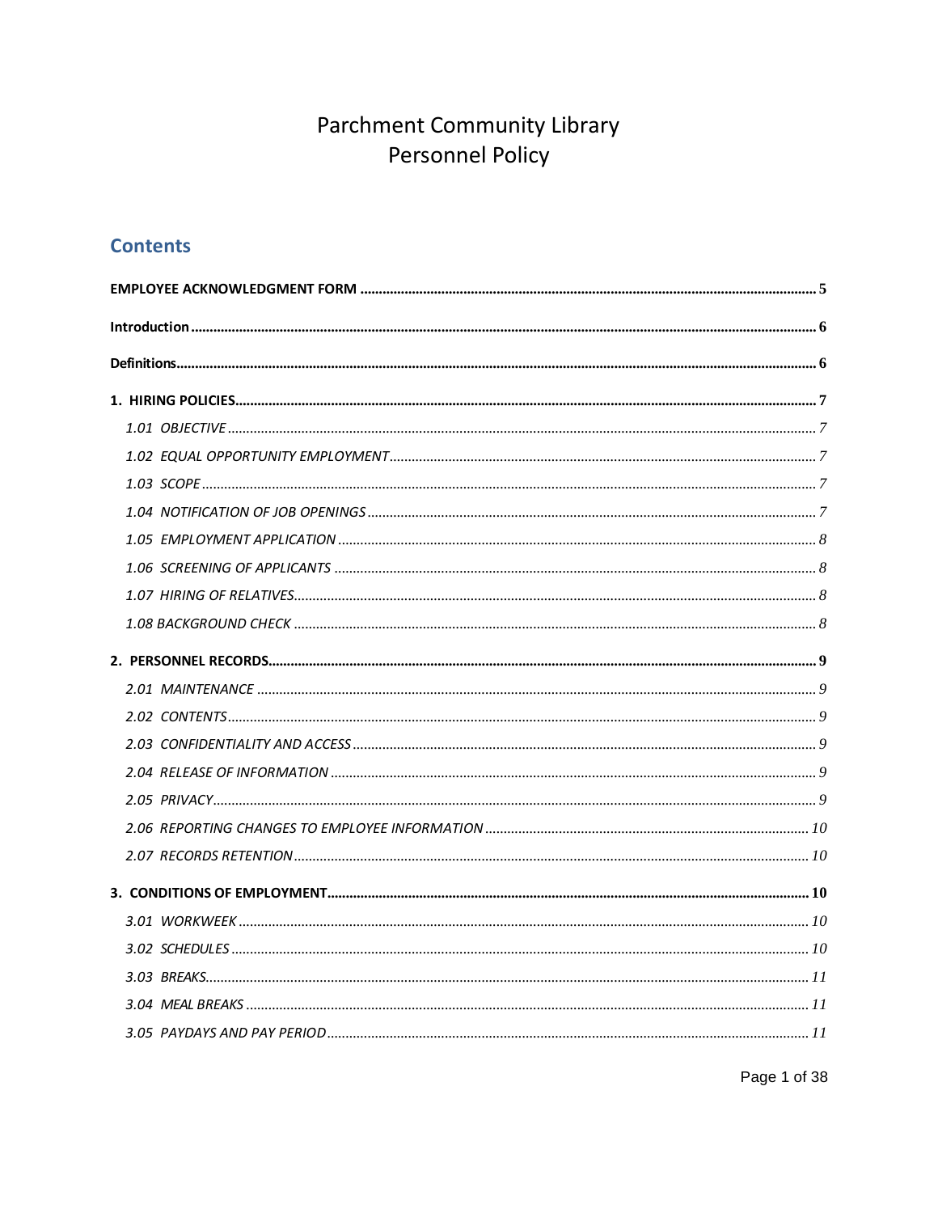# Parchment Community Library
# Personnel Policy

## Contents

**EMPLOYEE ACKNOWLEDGMENT FORM** ... 5

**Introduction** ... 6

**Definitions** ... 6

**1. HIRING POLICIES** ... 7

- *1.01 OBJECTIVE* ... 7
- *1.02 EQUAL OPPORTUNITY EMPLOYMENT* ... 7
- *1.03 SCOPE* ... 7
- *1.04 NOTIFICATION OF JOB OPENINGS* ... 7
- *1.05 EMPLOYMENT APPLICATION* ... 8
- *1.06 SCREENING OF APPLICANTS* ... 8
- *1.07 HIRING OF RELATIVES* ... 8
- *1.08 BACKGROUND CHECK* ... 8

**2. PERSONNEL RECORDS** ... 9

- *2.01 MAINTENANCE* ... 9
- *2.02 CONTENTS* ... 9
- *2.03 CONFIDENTIALITY AND ACCESS* ... 9
- *2.04 RELEASE OF INFORMATION* ... 9
- *2.05 PRIVACY* ... 9
- *2.06 REPORTING CHANGES TO EMPLOYEE INFORMATION* ... 10
- *2.07 RECORDS RETENTION* ... 10

**3. CONDITIONS OF EMPLOYMENT** ... 10

- *3.01 WORKWEEK* ... 10
- *3.02 SCHEDULES* ... 10
- *3.03 BREAKS* ... 11
- *3.04 MEAL BREAKS* ... 11
- *3.05 PAYDAYS AND PAY PERIOD* ... 11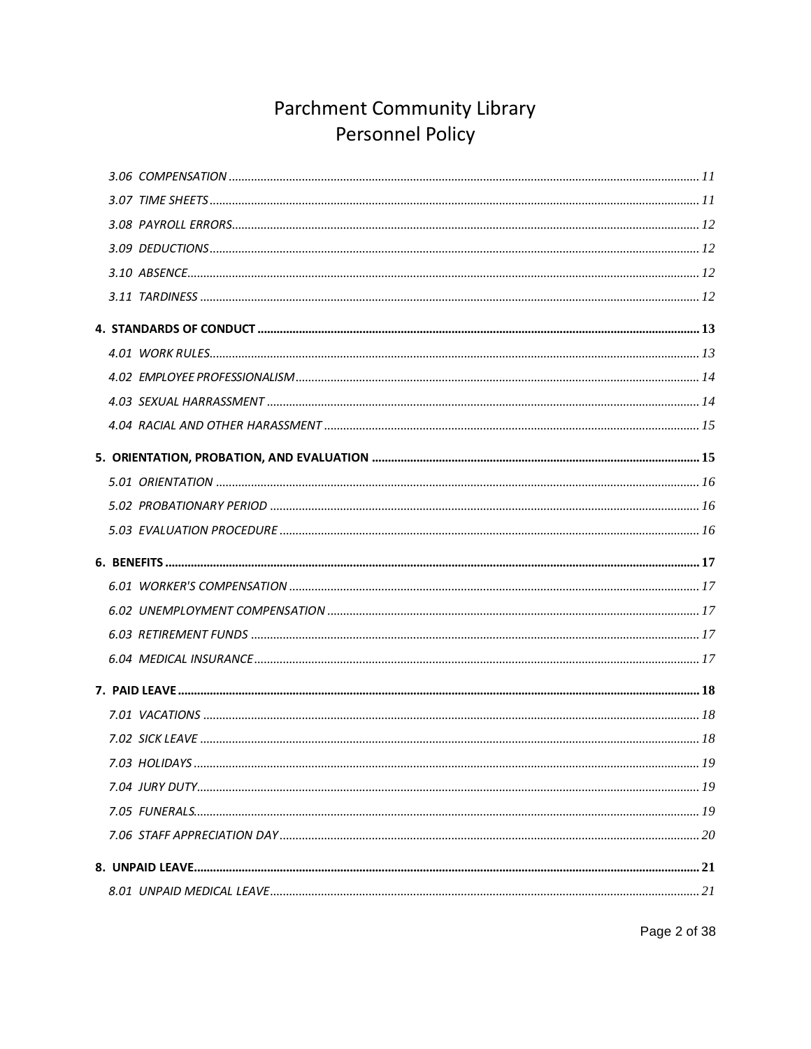# Parchment Community Library
# Personnel Policy

*3.06 COMPENSATION* ..... 11

*3.07 TIME SHEETS* ..... 11

*3.08 PAYROLL ERRORS* ..... 12

*3.09 DEDUCTIONS* ..... 12

*3.10 ABSENCE* ..... 12

*3.11 TARDINESS* ..... 12

**4. STANDARDS OF CONDUCT ..... 13**

*4.01 WORK RULES* ..... 13

*4.02 EMPLOYEE PROFESSIONALISM* ..... 14

*4.03 SEXUAL HARRASSMENT* ..... 14

*4.04 RACIAL AND OTHER HARASSMENT* ..... 15

**5. ORIENTATION, PROBATION, AND EVALUATION ..... 15**

*5.01 ORIENTATION* ..... 16

*5.02 PROBATIONARY PERIOD* ..... 16

*5.03 EVALUATION PROCEDURE* ..... 16

**6. BENEFITS ..... 17**

*6.01 WORKER'S COMPENSATION* ..... 17

*6.02 UNEMPLOYMENT COMPENSATION* ..... 17

*6.03 RETIREMENT FUNDS* ..... 17

*6.04 MEDICAL INSURANCE* ..... 17

**7. PAID LEAVE ..... 18**

*7.01 VACATIONS* ..... 18

*7.02 SICK LEAVE* ..... 18

*7.03 HOLIDAYS* ..... 19

*7.04 JURY DUTY* ..... 19

*7.05 FUNERALS* ..... 19

*7.06 STAFF APPRECIATION DAY* ..... 20

**8. UNPAID LEAVE ..... 21**

*8.01 UNPAID MEDICAL LEAVE* ..... 21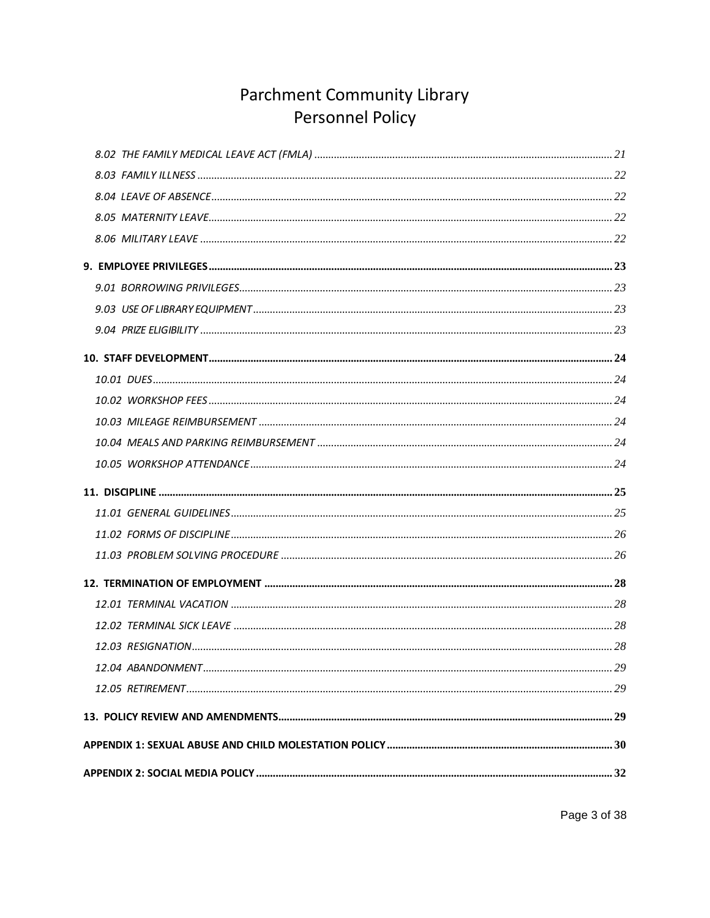# Parchment Community Library
# Personnel Policy

*8.02 THE FAMILY MEDICAL LEAVE ACT (FMLA)* ........ 21
*8.03 FAMILY ILLNESS* ........ 22
*8.04 LEAVE OF ABSENCE* ........ 22
*8.05 MATERNITY LEAVE* ........ 22
*8.06 MILITARY LEAVE* ........ 22

**9. EMPLOYEE PRIVILEGES** ........ **23**
*9.01 BORROWING PRIVILEGES* ........ 23
*9.03 USE OF LIBRARY EQUIPMENT* ........ 23
*9.04 PRIZE ELIGIBILITY* ........ 23

**10. STAFF DEVELOPMENT** ........ **24**
*10.01 DUES* ........ 24
*10.02 WORKSHOP FEES* ........ 24
*10.03 MILEAGE REIMBURSEMENT* ........ 24
*10.04 MEALS AND PARKING REIMBURSEMENT* ........ 24
*10.05 WORKSHOP ATTENDANCE* ........ 24

**11. DISCIPLINE** ........ **25**
*11.01 GENERAL GUIDELINES* ........ 25
*11.02 FORMS OF DISCIPLINE* ........ 26
*11.03 PROBLEM SOLVING PROCEDURE* ........ 26

**12. TERMINATION OF EMPLOYMENT** ........ **28**
*12.01 TERMINAL VACATION* ........ 28
*12.02 TERMINAL SICK LEAVE* ........ 28
*12.03 RESIGNATION* ........ 28
*12.04 ABANDONMENT* ........ 29
*12.05 RETIREMENT* ........ 29

**13. POLICY REVIEW AND AMENDMENTS** ........ **29**

**APPENDIX 1: SEXUAL ABUSE AND CHILD MOLESTATION POLICY** ........ **30**

**APPENDIX 2: SOCIAL MEDIA POLICY** ........ **32**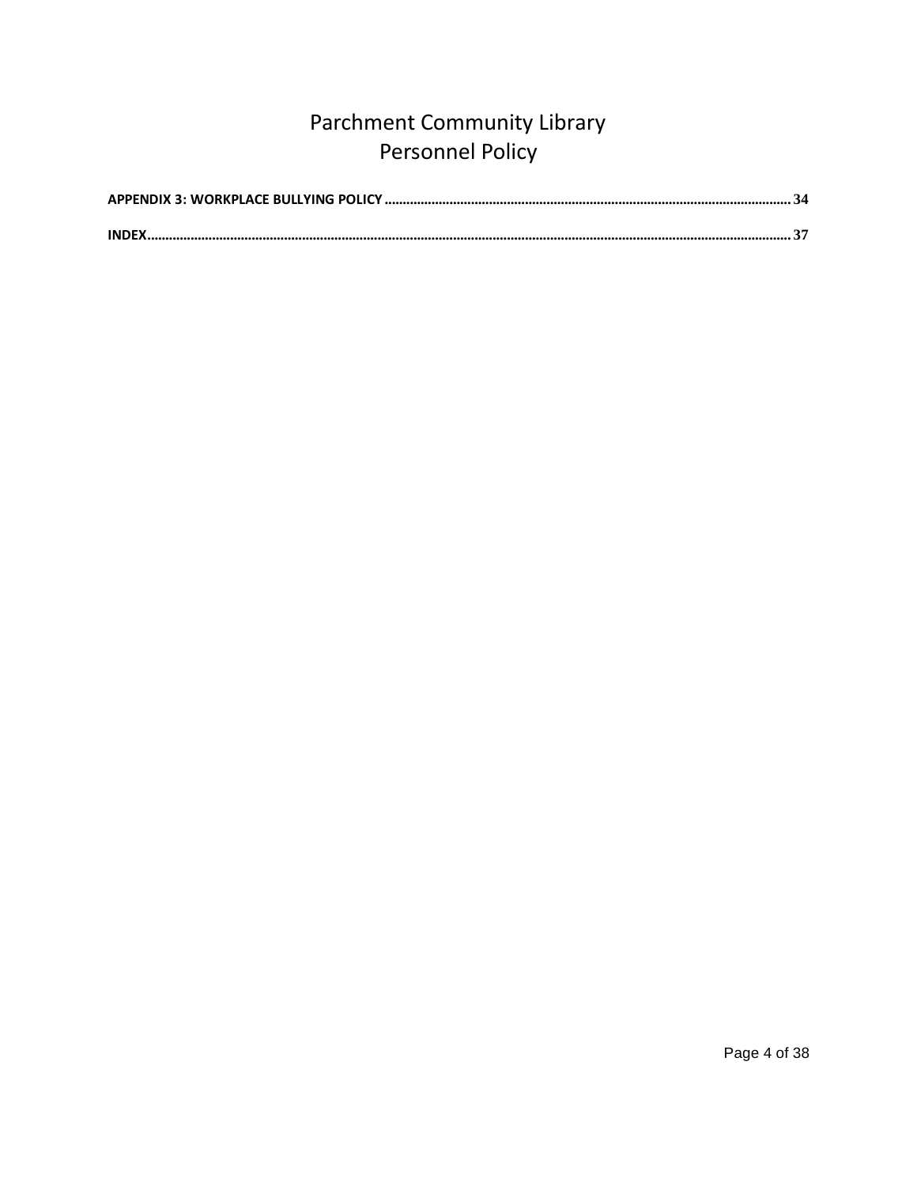# Parchment Community Library
# Personnel Policy

**APPENDIX 3: WORKPLACE BULLYING POLICY** .......... 34

**INDEX** .......... 37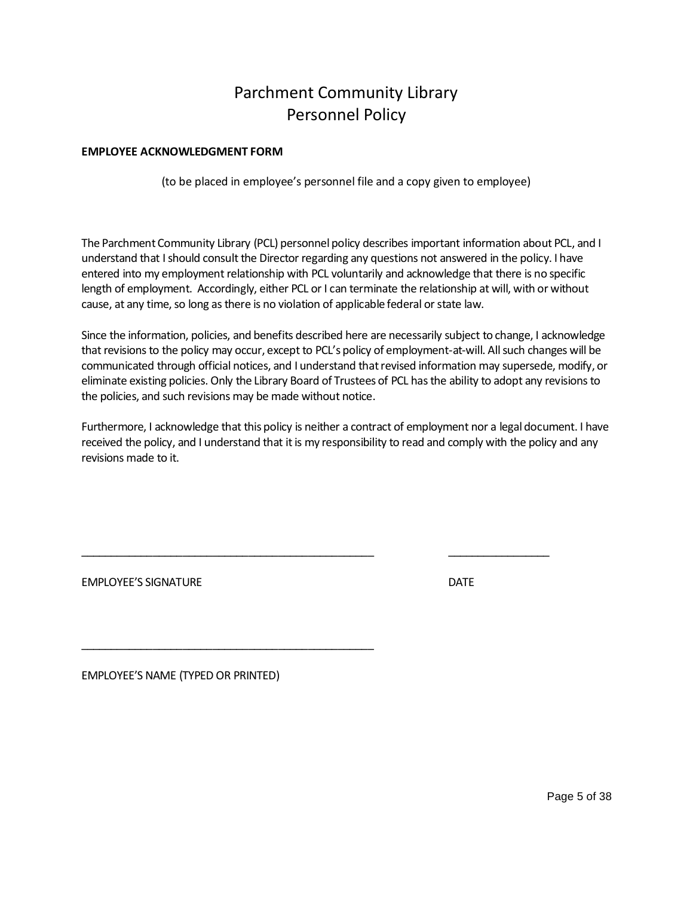# Parchment Community Library
# Personnel Policy

**EMPLOYEE ACKNOWLEDGMENT FORM**

(to be placed in employee's personnel file and a copy given to employee)

The Parchment Community Library (PCL) personnel policy describes important information about PCL, and I understand that I should consult the Director regarding any questions not answered in the policy. I have entered into my employment relationship with PCL voluntarily and acknowledge that there is no specific length of employment. Accordingly, either PCL or I can terminate the relationship at will, with or without cause, at any time, so long as there is no violation of applicable federal or state law.

Since the information, policies, and benefits described here are necessarily subject to change, I acknowledge that revisions to the policy may occur, except to PCL's policy of employment-at-will. All such changes will be communicated through official notices, and I understand that revised information may supersede, modify, or eliminate existing policies. Only the Library Board of Trustees of PCL has the ability to adopt any revisions to the policies, and such revisions may be made without notice.

Furthermore, I acknowledge that this policy is neither a contract of employment nor a legal document. I have received the policy, and I understand that it is my responsibility to read and comply with the policy and any revisions made to it.

\_\_\_\_\_\_\_\_\_\_\_\_\_\_\_\_\_\_\_\_\_\_\_\_\_\_\_\_\_\_\_\_\_\_\_\_\_\_\_\_\_\_\_\_\_\_\_\_ \_\_\_\_\_\_\_\_\_\_\_\_\_\_\_\_\_

EMPLOYEE'S SIGNATURE DATE

\_\_\_\_\_\_\_\_\_\_\_\_\_\_\_\_\_\_\_\_\_\_\_\_\_\_\_\_\_\_\_\_\_\_\_\_\_\_\_\_\_\_\_\_\_\_\_\_

EMPLOYEE'S NAME (TYPED OR PRINTED)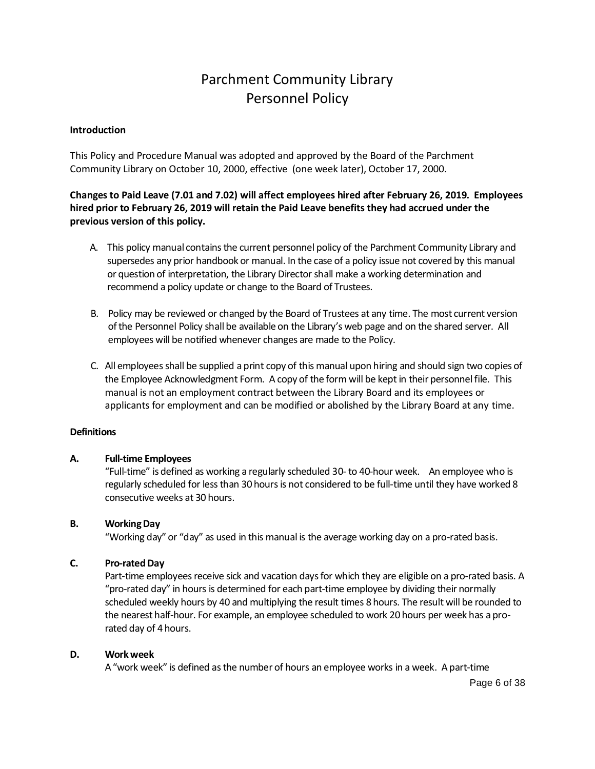# Parchment Community Library
# Personnel Policy

**Introduction**

This Policy and Procedure Manual was adopted and approved by the Board of the Parchment Community Library on October 10, 2000, effective (one week later), October 17, 2000.

**Changes to Paid Leave (7.01 and 7.02) will affect employees hired after February 26, 2019. Employees hired prior to February 26, 2019 will retain the Paid Leave benefits they had accrued under the previous version of this policy.**

A. This policy manual contains the current personnel policy of the Parchment Community Library and supersedes any prior handbook or manual. In the case of a policy issue not covered by this manual or question of interpretation, the Library Director shall make a working determination and recommend a policy update or change to the Board of Trustees.

B. Policy may be reviewed or changed by the Board of Trustees at any time. The most current version of the Personnel Policy shall be available on the Library's web page and on the shared server. All employees will be notified whenever changes are made to the Policy.

C. All employees shall be supplied a print copy of this manual upon hiring and should sign two copies of the Employee Acknowledgment Form. A copy of the form will be kept in their personnel file. This manual is not an employment contract between the Library Board and its employees or applicants for employment and can be modified or abolished by the Library Board at any time.

**Definitions**

**A. Full-time Employees**

"Full-time" is defined as working a regularly scheduled 30- to 40-hour week. An employee who is regularly scheduled for less than 30 hours is not considered to be full-time until they have worked 8 consecutive weeks at 30 hours.

**B. Working Day**

"Working day" or "day" as used in this manual is the average working day on a pro-rated basis.

**C. Pro-rated Day**

Part-time employees receive sick and vacation days for which they are eligible on a pro-rated basis. A "pro-rated day" in hours is determined for each part-time employee by dividing their normally scheduled weekly hours by 40 and multiplying the result times 8 hours. The result will be rounded to the nearest half-hour. For example, an employee scheduled to work 20 hours per week has a pro-rated day of 4 hours.

**D. Work week**

A "work week" is defined as the number of hours an employee works in a week. A part-time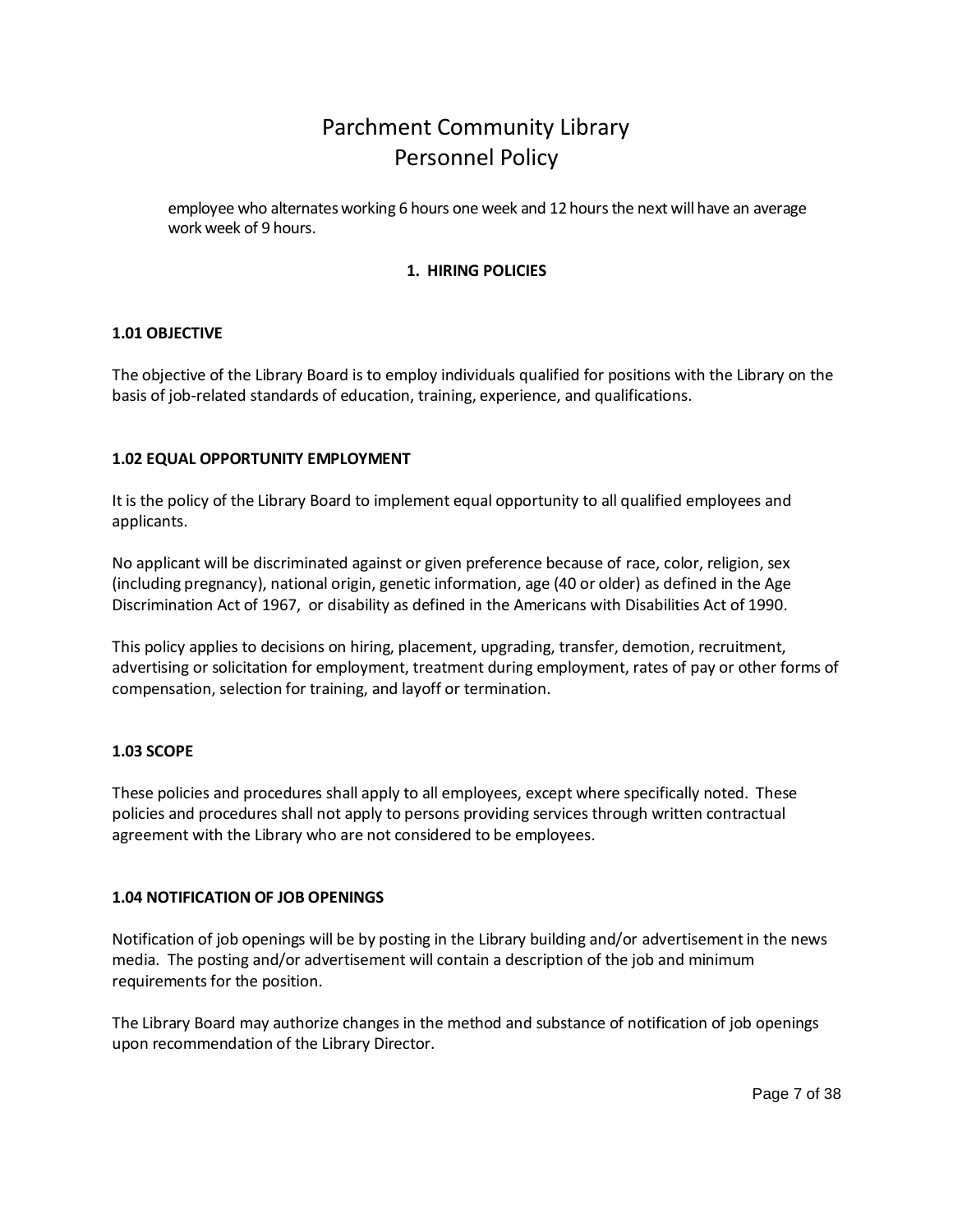employee who alternates working 6 hours one week and 12 hours the next will have an average work week of 9 hours.

## 1. HIRING POLICIES

### 1.01 OBJECTIVE

The objective of the Library Board is to employ individuals qualified for positions with the Library on the basis of job-related standards of education, training, experience, and qualifications.

### 1.02 EQUAL OPPORTUNITY EMPLOYMENT

It is the policy of the Library Board to implement equal opportunity to all qualified employees and applicants.

No applicant will be discriminated against or given preference because of race, color, religion, sex (including pregnancy), national origin, genetic information, age (40 or older) as defined in the Age Discrimination Act of 1967, or disability as defined in the Americans with Disabilities Act of 1990.

This policy applies to decisions on hiring, placement, upgrading, transfer, demotion, recruitment, advertising or solicitation for employment, treatment during employment, rates of pay or other forms of compensation, selection for training, and layoff or termination.

### 1.03 SCOPE

These policies and procedures shall apply to all employees, except where specifically noted. These policies and procedures shall not apply to persons providing services through written contractual agreement with the Library who are not considered to be employees.

### 1.04 NOTIFICATION OF JOB OPENINGS

Notification of job openings will be by posting in the Library building and/or advertisement in the news media. The posting and/or advertisement will contain a description of the job and minimum requirements for the position.

The Library Board may authorize changes in the method and substance of notification of job openings upon recommendation of the Library Director.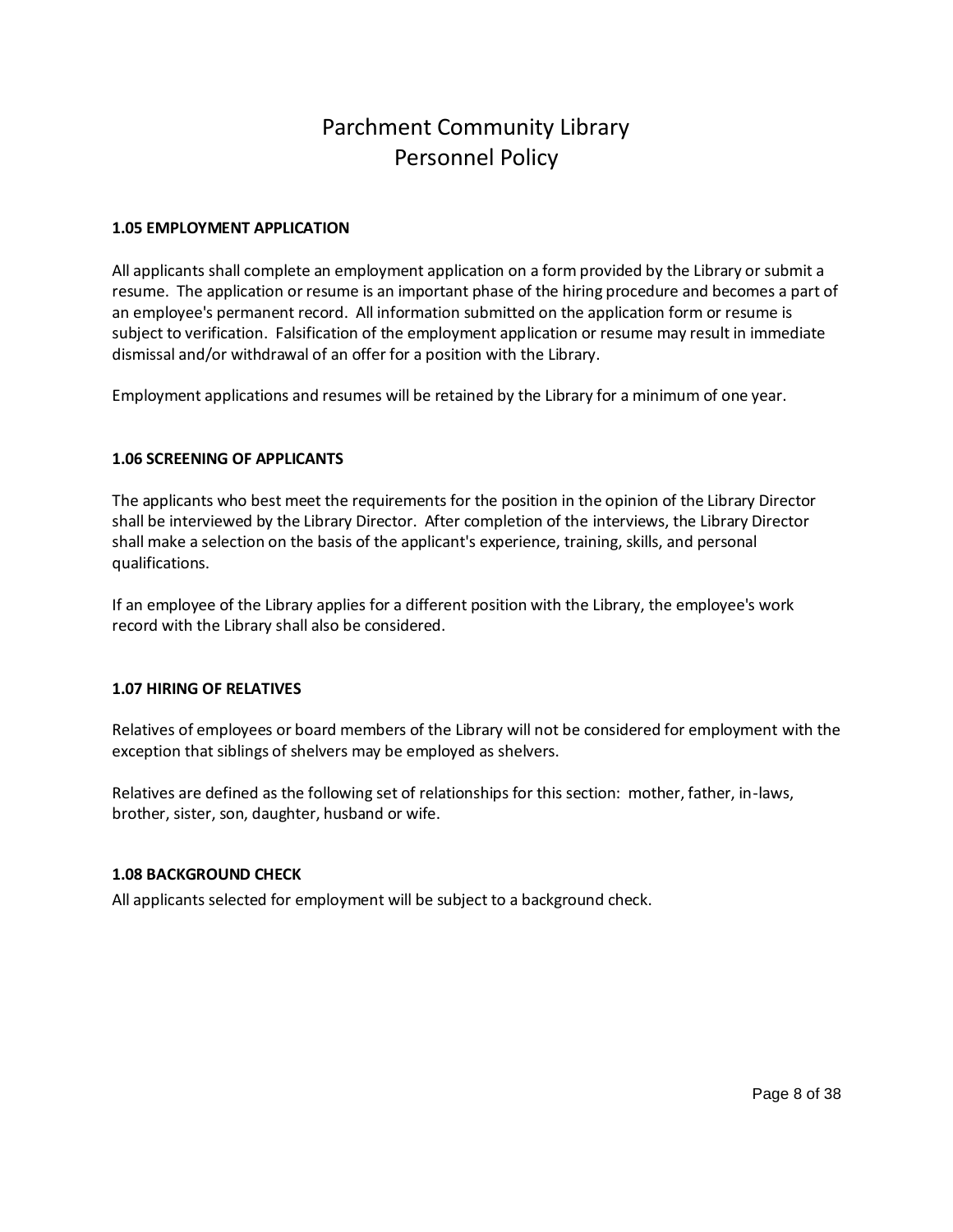# Parchment Community Library
# Personnel Policy

**1.05 EMPLOYMENT APPLICATION**

All applicants shall complete an employment application on a form provided by the Library or submit a resume. The application or resume is an important phase of the hiring procedure and becomes a part of an employee's permanent record. All information submitted on the application form or resume is subject to verification. Falsification of the employment application or resume may result in immediate dismissal and/or withdrawal of an offer for a position with the Library.

Employment applications and resumes will be retained by the Library for a minimum of one year.

**1.06 SCREENING OF APPLICANTS**

The applicants who best meet the requirements for the position in the opinion of the Library Director shall be interviewed by the Library Director. After completion of the interviews, the Library Director shall make a selection on the basis of the applicant's experience, training, skills, and personal qualifications.

If an employee of the Library applies for a different position with the Library, the employee's work record with the Library shall also be considered.

**1.07 HIRING OF RELATIVES**

Relatives of employees or board members of the Library will not be considered for employment with the exception that siblings of shelvers may be employed as shelvers.

Relatives are defined as the following set of relationships for this section: mother, father, in-laws, brother, sister, son, daughter, husband or wife.

**1.08 BACKGROUND CHECK**

All applicants selected for employment will be subject to a background check.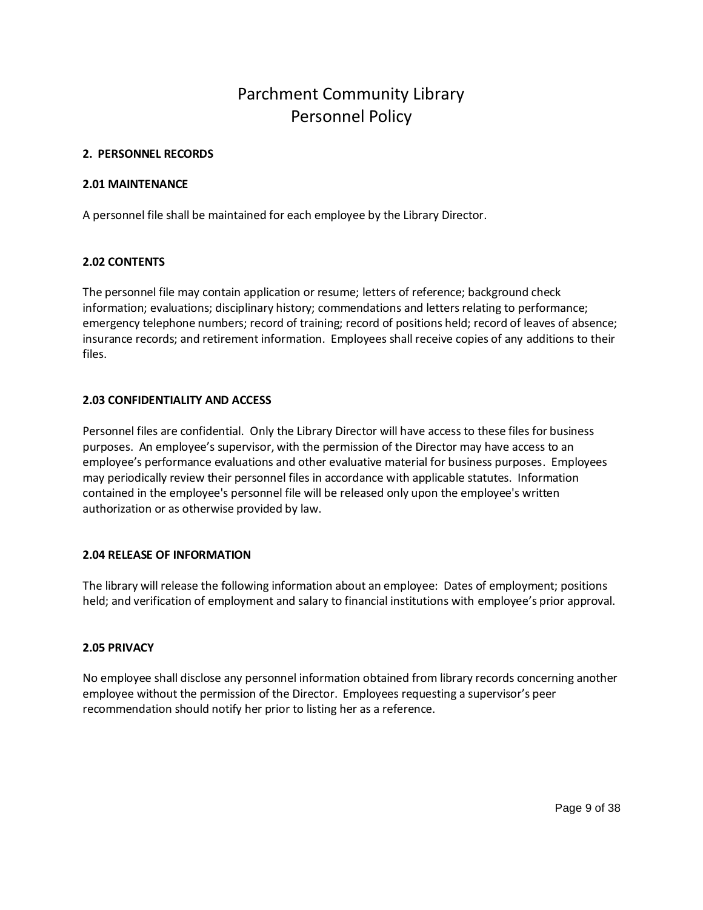# Parchment Community Library
# Personnel Policy

**2. PERSONNEL RECORDS**

**2.01 MAINTENANCE**

A personnel file shall be maintained for each employee by the Library Director.

**2.02 CONTENTS**

The personnel file may contain application or resume; letters of reference; background check information; evaluations; disciplinary history; commendations and letters relating to performance; emergency telephone numbers; record of training; record of positions held; record of leaves of absence; insurance records; and retirement information. Employees shall receive copies of any additions to their files.

**2.03 CONFIDENTIALITY AND ACCESS**

Personnel files are confidential. Only the Library Director will have access to these files for business purposes. An employee's supervisor, with the permission of the Director may have access to an employee's performance evaluations and other evaluative material for business purposes. Employees may periodically review their personnel files in accordance with applicable statutes. Information contained in the employee's personnel file will be released only upon the employee's written authorization or as otherwise provided by law.

**2.04 RELEASE OF INFORMATION**

The library will release the following information about an employee: Dates of employment; positions held; and verification of employment and salary to financial institutions with employee's prior approval.

**2.05 PRIVACY**

No employee shall disclose any personnel information obtained from library records concerning another employee without the permission of the Director. Employees requesting a supervisor's peer recommendation should notify her prior to listing her as a reference.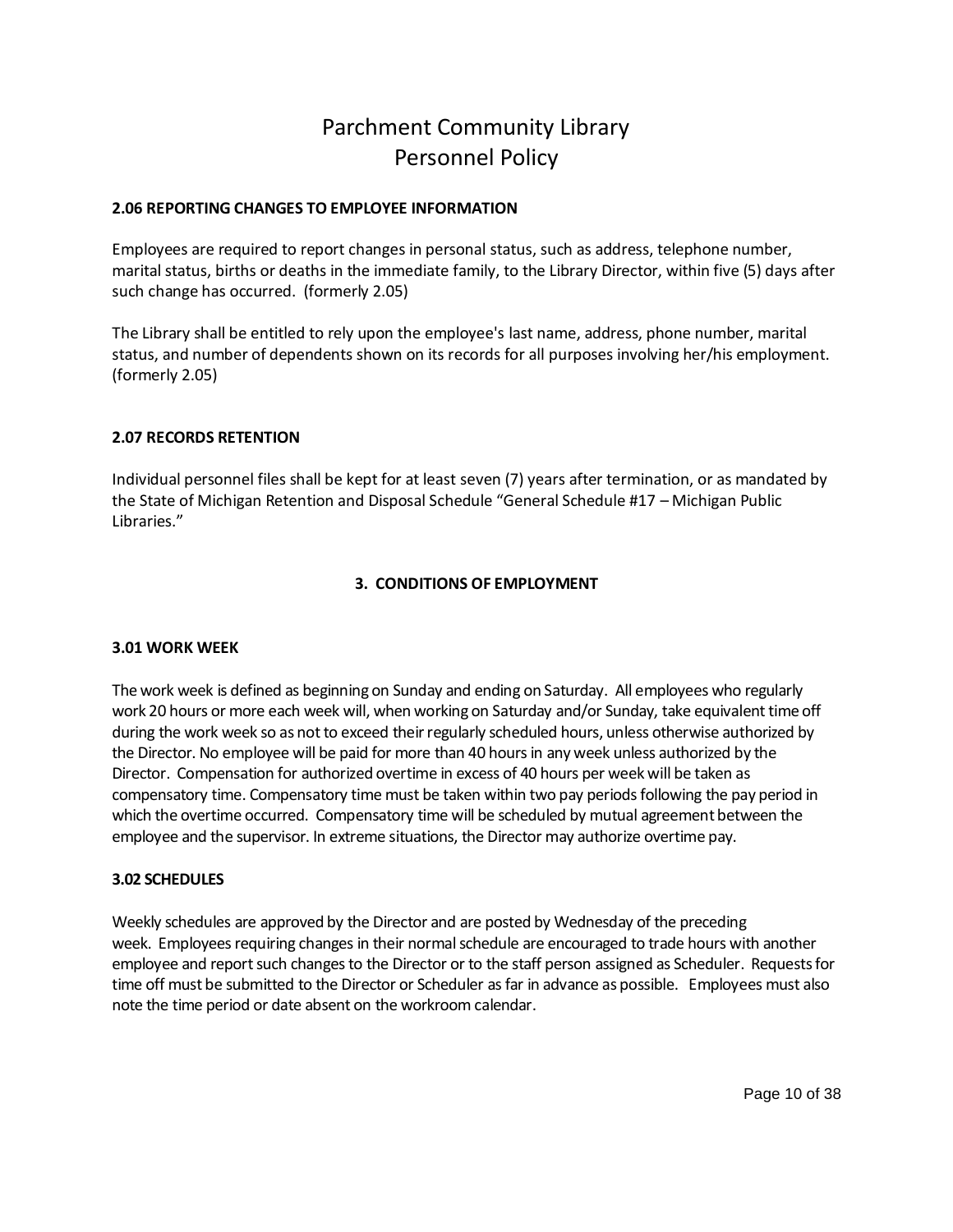# Parchment Community Library
# Personnel Policy

**2.06 REPORTING CHANGES TO EMPLOYEE INFORMATION**

Employees are required to report changes in personal status, such as address, telephone number, marital status, births or deaths in the immediate family, to the Library Director, within five (5) days after such change has occurred. (formerly 2.05)

The Library shall be entitled to rely upon the employee's last name, address, phone number, marital status, and number of dependents shown on its records for all purposes involving her/his employment. (formerly 2.05)

**2.07 RECORDS RETENTION**

Individual personnel files shall be kept for at least seven (7) years after termination, or as mandated by the State of Michigan Retention and Disposal Schedule "General Schedule #17 – Michigan Public Libraries."

## 3. CONDITIONS OF EMPLOYMENT

**3.01 WORK WEEK**

The work week is defined as beginning on Sunday and ending on Saturday. All employees who regularly work 20 hours or more each week will, when working on Saturday and/or Sunday, take equivalent time off during the work week so as not to exceed their regularly scheduled hours, unless otherwise authorized by the Director. No employee will be paid for more than 40 hours in any week unless authorized by the Director. Compensation for authorized overtime in excess of 40 hours per week will be taken as compensatory time. Compensatory time must be taken within two pay periods following the pay period in which the overtime occurred. Compensatory time will be scheduled by mutual agreement between the employee and the supervisor. In extreme situations, the Director may authorize overtime pay.

**3.02 SCHEDULES**

Weekly schedules are approved by the Director and are posted by Wednesday of the preceding week. Employees requiring changes in their normal schedule are encouraged to trade hours with another employee and report such changes to the Director or to the staff person assigned as Scheduler. Requests for time off must be submitted to the Director or Scheduler as far in advance as possible. Employees must also note the time period or date absent on the workroom calendar.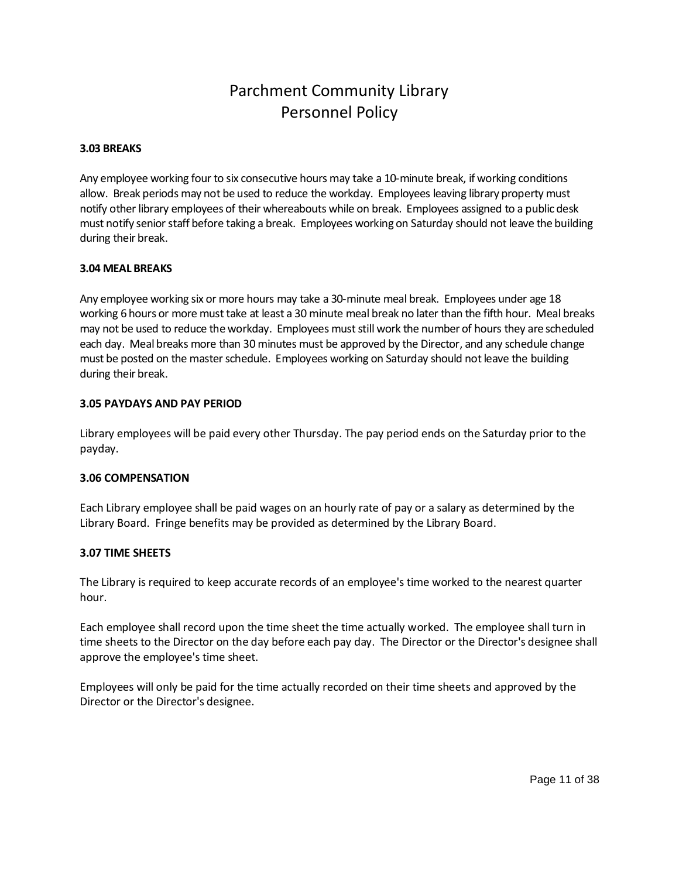# Parchment Community Library
# Personnel Policy

**3.03 BREAKS**

Any employee working four to six consecutive hours may take a 10-minute break, if working conditions allow. Break periods may not be used to reduce the workday. Employees leaving library property must notify other library employees of their whereabouts while on break. Employees assigned to a public desk must notify senior staff before taking a break. Employees working on Saturday should not leave the building during their break.

**3.04 MEAL BREAKS**

Any employee working six or more hours may take a 30-minute meal break. Employees under age 18 working 6 hours or more must take at least a 30 minute meal break no later than the fifth hour. Meal breaks may not be used to reduce the workday. Employees must still work the number of hours they are scheduled each day. Meal breaks more than 30 minutes must be approved by the Director, and any schedule change must be posted on the master schedule. Employees working on Saturday should not leave the building during their break.

**3.05 PAYDAYS AND PAY PERIOD**

Library employees will be paid every other Thursday. The pay period ends on the Saturday prior to the payday.

**3.06 COMPENSATION**

Each Library employee shall be paid wages on an hourly rate of pay or a salary as determined by the Library Board. Fringe benefits may be provided as determined by the Library Board.

**3.07 TIME SHEETS**

The Library is required to keep accurate records of an employee's time worked to the nearest quarter hour.

Each employee shall record upon the time sheet the time actually worked. The employee shall turn in time sheets to the Director on the day before each pay day. The Director or the Director's designee shall approve the employee's time sheet.

Employees will only be paid for the time actually recorded on their time sheets and approved by the Director or the Director's designee.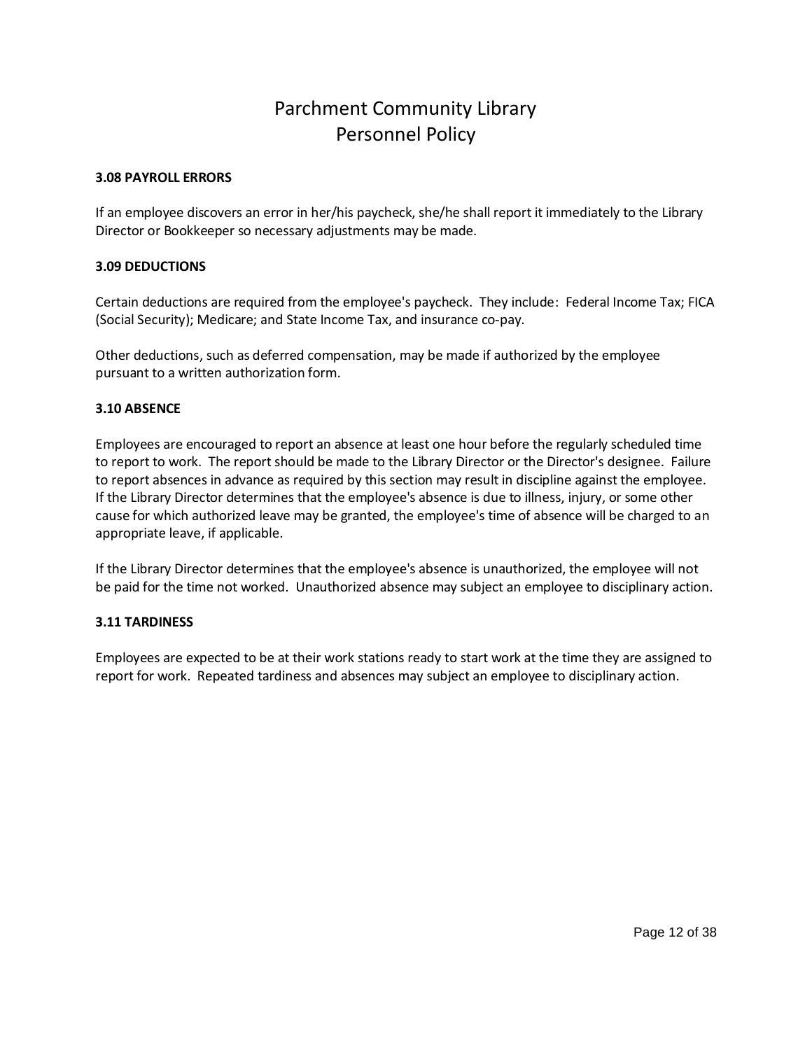# Parchment Community Library
# Personnel Policy

**3.08 PAYROLL ERRORS**

If an employee discovers an error in her/his paycheck, she/he shall report it immediately to the Library Director or Bookkeeper so necessary adjustments may be made.

**3.09 DEDUCTIONS**

Certain deductions are required from the employee's paycheck. They include: Federal Income Tax; FICA (Social Security); Medicare; and State Income Tax, and insurance co-pay.

Other deductions, such as deferred compensation, may be made if authorized by the employee pursuant to a written authorization form.

**3.10 ABSENCE**

Employees are encouraged to report an absence at least one hour before the regularly scheduled time to report to work. The report should be made to the Library Director or the Director's designee. Failure to report absences in advance as required by this section may result in discipline against the employee. If the Library Director determines that the employee's absence is due to illness, injury, or some other cause for which authorized leave may be granted, the employee's time of absence will be charged to an appropriate leave, if applicable.

If the Library Director determines that the employee's absence is unauthorized, the employee will not be paid for the time not worked. Unauthorized absence may subject an employee to disciplinary action.

**3.11 TARDINESS**

Employees are expected to be at their work stations ready to start work at the time they are assigned to report for work. Repeated tardiness and absences may subject an employee to disciplinary action.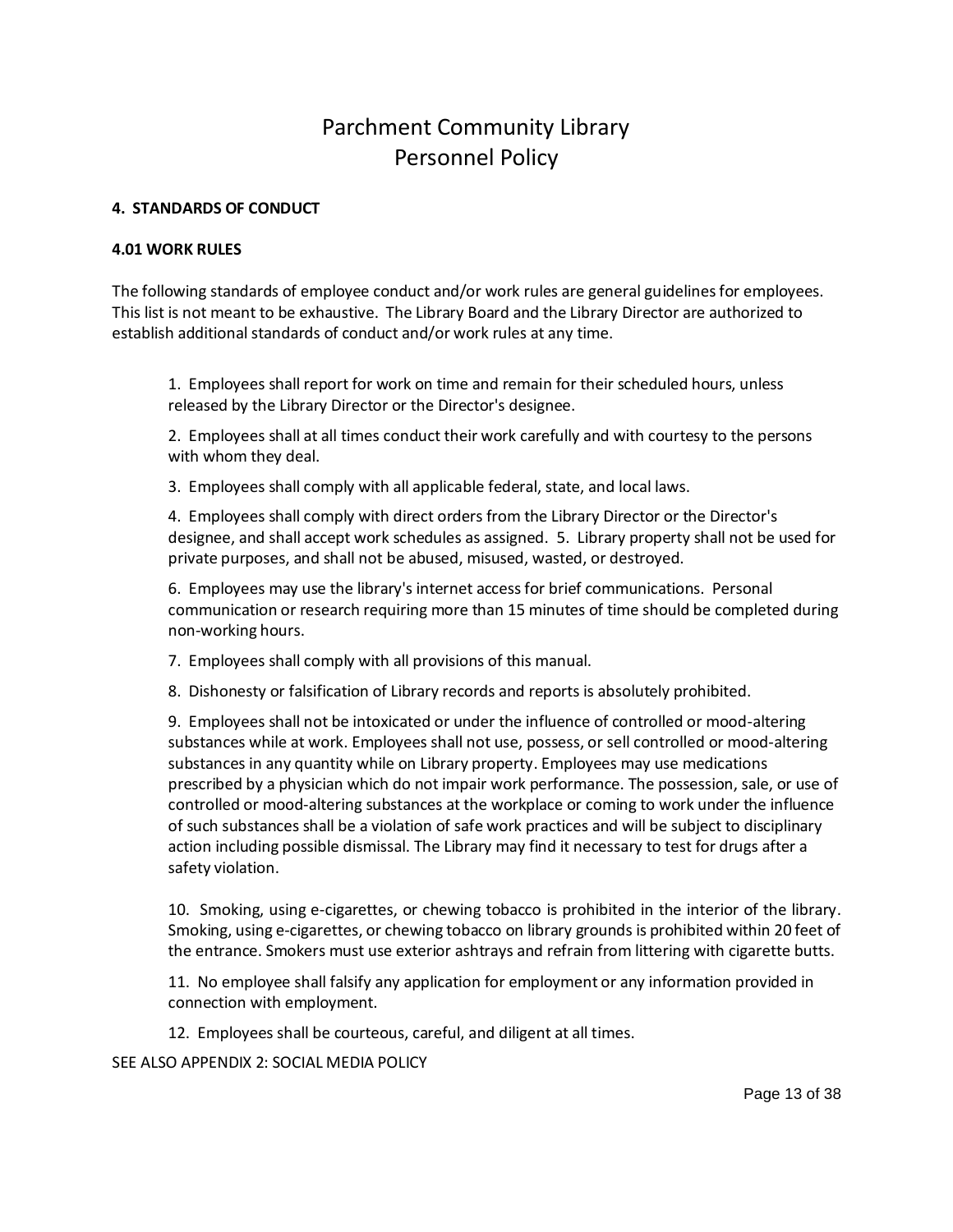# Parchment Community Library
# Personnel Policy

**4. STANDARDS OF CONDUCT**

**4.01 WORK RULES**

The following standards of employee conduct and/or work rules are general guidelines for employees. This list is not meant to be exhaustive. The Library Board and the Library Director are authorized to establish additional standards of conduct and/or work rules at any time.

1. Employees shall report for work on time and remain for their scheduled hours, unless released by the Library Director or the Director's designee.

2. Employees shall at all times conduct their work carefully and with courtesy to the persons with whom they deal.

3. Employees shall comply with all applicable federal, state, and local laws.

4. Employees shall comply with direct orders from the Library Director or the Director's designee, and shall accept work schedules as assigned. 5. Library property shall not be used for private purposes, and shall not be abused, misused, wasted, or destroyed.

6. Employees may use the library's internet access for brief communications. Personal communication or research requiring more than 15 minutes of time should be completed during non-working hours.

7. Employees shall comply with all provisions of this manual.

8. Dishonesty or falsification of Library records and reports is absolutely prohibited.

9. Employees shall not be intoxicated or under the influence of controlled or mood-altering substances while at work. Employees shall not use, possess, or sell controlled or mood-altering substances in any quantity while on Library property. Employees may use medications prescribed by a physician which do not impair work performance. The possession, sale, or use of controlled or mood-altering substances at the workplace or coming to work under the influence of such substances shall be a violation of safe work practices and will be subject to disciplinary action including possible dismissal. The Library may find it necessary to test for drugs after a safety violation.

10. Smoking, using e-cigarettes, or chewing tobacco is prohibited in the interior of the library. Smoking, using e-cigarettes, or chewing tobacco on library grounds is prohibited within 20 feet of the entrance. Smokers must use exterior ashtrays and refrain from littering with cigarette butts.

11. No employee shall falsify any application for employment or any information provided in connection with employment.

12. Employees shall be courteous, careful, and diligent at all times.

SEE ALSO APPENDIX 2: SOCIAL MEDIA POLICY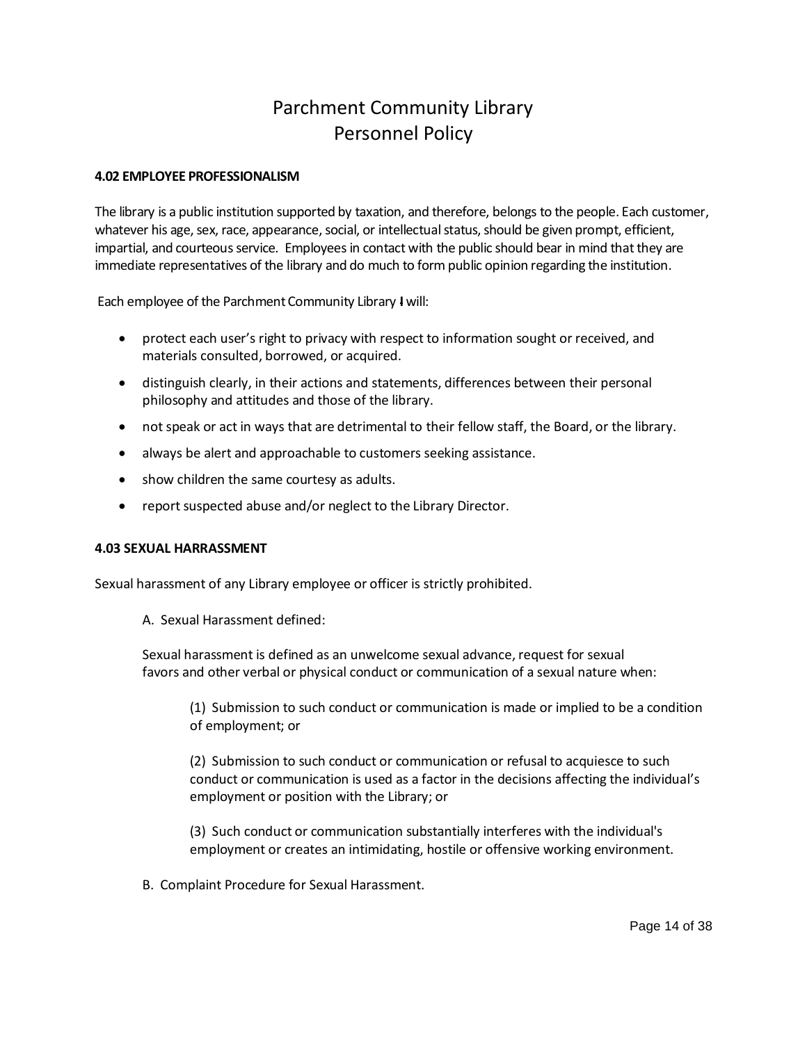# Parchment Community Library
# Personnel Policy

**4.02 EMPLOYEE PROFESSIONALISM**

The library is a public institution supported by taxation, and therefore, belongs to the people. Each customer, whatever his age, sex, race, appearance, social, or intellectual status, should be given prompt, efficient, impartial, and courteous service. Employees in contact with the public should bear in mind that they are immediate representatives of the library and do much to form public opinion regarding the institution.

Each employee of the Parchment Community Library I will:

- protect each user's right to privacy with respect to information sought or received, and materials consulted, borrowed, or acquired.
- distinguish clearly, in their actions and statements, differences between their personal philosophy and attitudes and those of the library.
- not speak or act in ways that are detrimental to their fellow staff, the Board, or the library.
- always be alert and approachable to customers seeking assistance.
- show children the same courtesy as adults.
- report suspected abuse and/or neglect to the Library Director.

**4.03 SEXUAL HARRASSMENT**

Sexual harassment of any Library employee or officer is strictly prohibited.

A. Sexual Harassment defined:

Sexual harassment is defined as an unwelcome sexual advance, request for sexual favors and other verbal or physical conduct or communication of a sexual nature when:

(1) Submission to such conduct or communication is made or implied to be a condition of employment; or

(2) Submission to such conduct or communication or refusal to acquiesce to such conduct or communication is used as a factor in the decisions affecting the individual's employment or position with the Library; or

(3) Such conduct or communication substantially interferes with the individual's employment or creates an intimidating, hostile or offensive working environment.

B. Complaint Procedure for Sexual Harassment.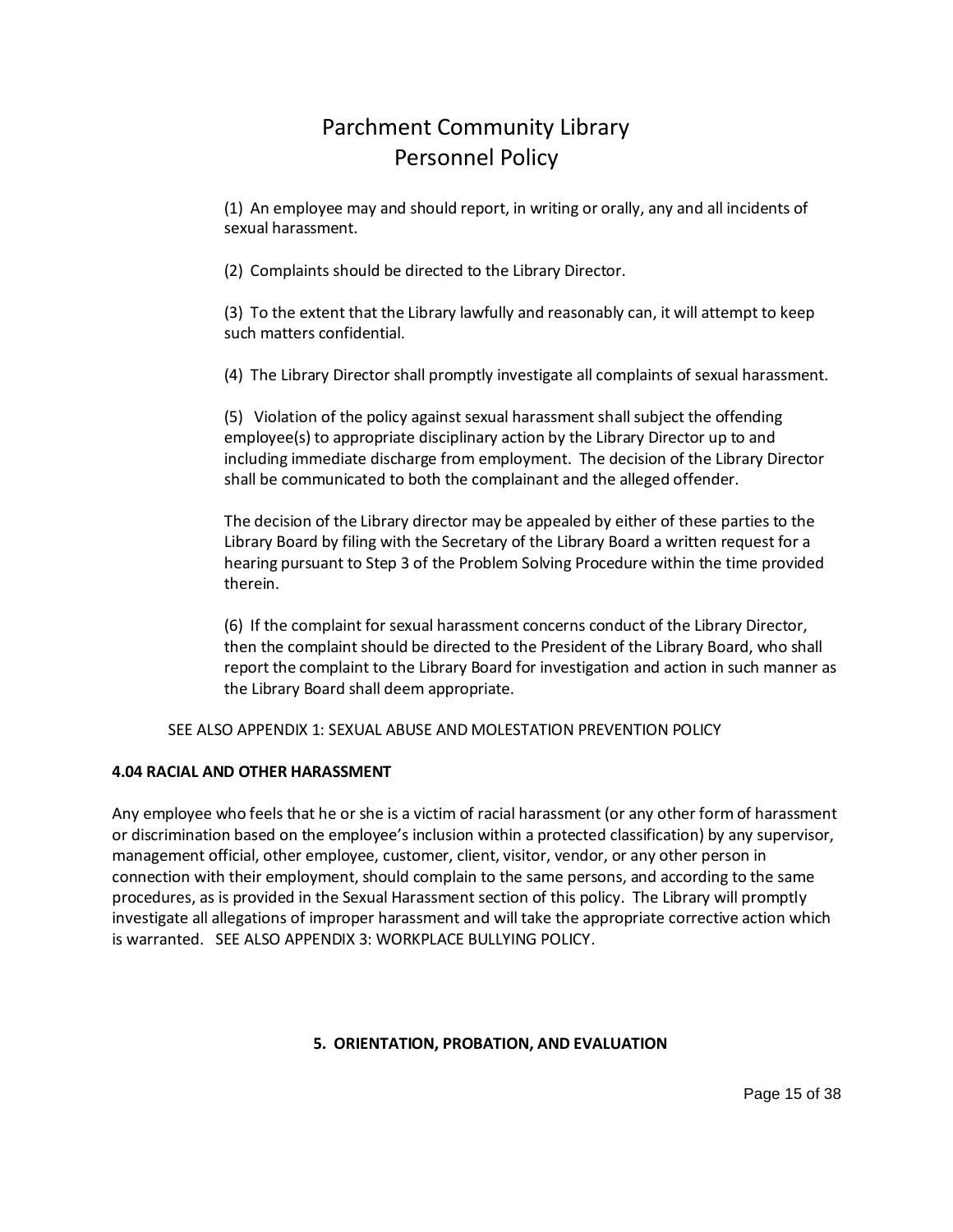(1) An employee may and should report, in writing or orally, any and all incidents of sexual harassment.

(2) Complaints should be directed to the Library Director.

(3) To the extent that the Library lawfully and reasonably can, it will attempt to keep such matters confidential.

(4) The Library Director shall promptly investigate all complaints of sexual harassment.

(5) Violation of the policy against sexual harassment shall subject the offending employee(s) to appropriate disciplinary action by the Library Director up to and including immediate discharge from employment. The decision of the Library Director shall be communicated to both the complainant and the alleged offender.

The decision of the Library director may be appealed by either of these parties to the Library Board by filing with the Secretary of the Library Board a written request for a hearing pursuant to Step 3 of the Problem Solving Procedure within the time provided therein.

(6) If the complaint for sexual harassment concerns conduct of the Library Director, then the complaint should be directed to the President of the Library Board, who shall report the complaint to the Library Board for investigation and action in such manner as the Library Board shall deem appropriate.

SEE ALSO APPENDIX 1: SEXUAL ABUSE AND MOLESTATION PREVENTION POLICY

**4.04 RACIAL AND OTHER HARASSMENT**

Any employee who feels that he or she is a victim of racial harassment (or any other form of harassment or discrimination based on the employee's inclusion within a protected classification) by any supervisor, management official, other employee, customer, client, visitor, vendor, or any other person in connection with their employment, should complain to the same persons, and according to the same procedures, as is provided in the Sexual Harassment section of this policy. The Library will promptly investigate all allegations of improper harassment and will take the appropriate corrective action which is warranted. SEE ALSO APPENDIX 3: WORKPLACE BULLYING POLICY.

## 5. ORIENTATION, PROBATION, AND EVALUATION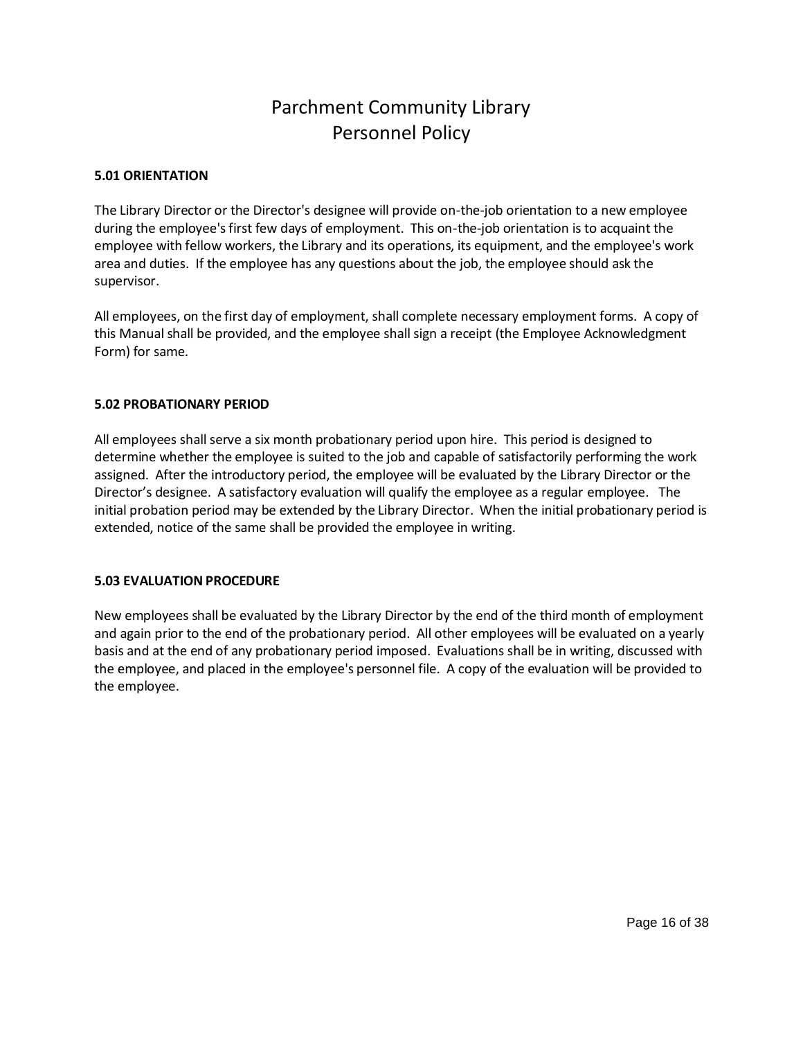# Parchment Community Library
# Personnel Policy

**5.01 ORIENTATION**

The Library Director or the Director's designee will provide on-the-job orientation to a new employee during the employee's first few days of employment. This on-the-job orientation is to acquaint the employee with fellow workers, the Library and its operations, its equipment, and the employee's work area and duties. If the employee has any questions about the job, the employee should ask the supervisor.

All employees, on the first day of employment, shall complete necessary employment forms. A copy of this Manual shall be provided, and the employee shall sign a receipt (the Employee Acknowledgment Form) for same.

**5.02 PROBATIONARY PERIOD**

All employees shall serve a six month probationary period upon hire. This period is designed to determine whether the employee is suited to the job and capable of satisfactorily performing the work assigned. After the introductory period, the employee will be evaluated by the Library Director or the Director's designee. A satisfactory evaluation will qualify the employee as a regular employee. The initial probation period may be extended by the Library Director. When the initial probationary period is extended, notice of the same shall be provided the employee in writing.

**5.03 EVALUATION PROCEDURE**

New employees shall be evaluated by the Library Director by the end of the third month of employment and again prior to the end of the probationary period. All other employees will be evaluated on a yearly basis and at the end of any probationary period imposed. Evaluations shall be in writing, discussed with the employee, and placed in the employee's personnel file. A copy of the evaluation will be provided to the employee.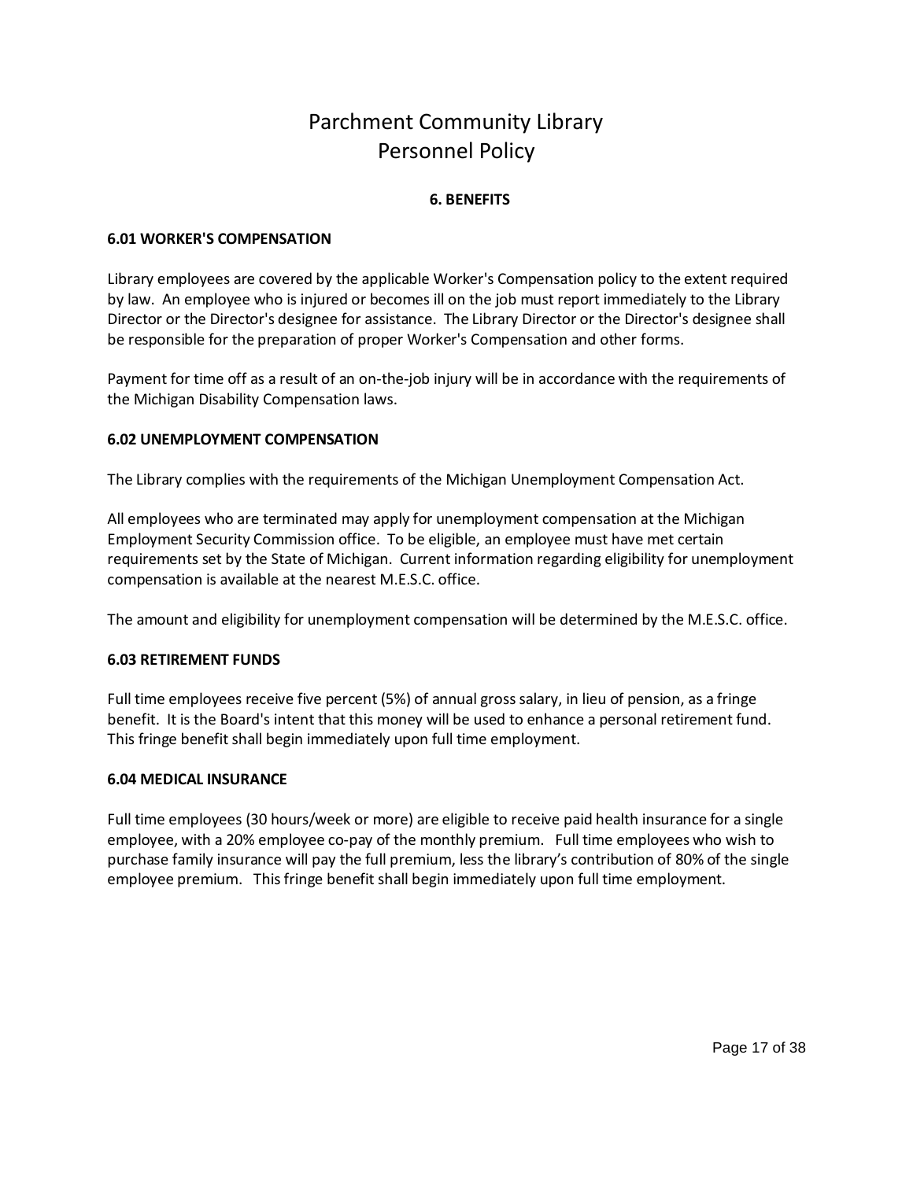# Parchment Community Library
# Personnel Policy

## 6. BENEFITS

### 6.01 WORKER'S COMPENSATION

Library employees are covered by the applicable Worker's Compensation policy to the extent required by law. An employee who is injured or becomes ill on the job must report immediately to the Library Director or the Director's designee for assistance. The Library Director or the Director's designee shall be responsible for the preparation of proper Worker's Compensation and other forms.

Payment for time off as a result of an on-the-job injury will be in accordance with the requirements of the Michigan Disability Compensation laws.

### 6.02 UNEMPLOYMENT COMPENSATION

The Library complies with the requirements of the Michigan Unemployment Compensation Act.

All employees who are terminated may apply for unemployment compensation at the Michigan Employment Security Commission office. To be eligible, an employee must have met certain requirements set by the State of Michigan. Current information regarding eligibility for unemployment compensation is available at the nearest M.E.S.C. office.

The amount and eligibility for unemployment compensation will be determined by the M.E.S.C. office.

### 6.03 RETIREMENT FUNDS

Full time employees receive five percent (5%) of annual gross salary, in lieu of pension, as a fringe benefit. It is the Board's intent that this money will be used to enhance a personal retirement fund. This fringe benefit shall begin immediately upon full time employment.

### 6.04 MEDICAL INSURANCE

Full time employees (30 hours/week or more) are eligible to receive paid health insurance for a single employee, with a 20% employee co-pay of the monthly premium. Full time employees who wish to purchase family insurance will pay the full premium, less the library's contribution of 80% of the single employee premium. This fringe benefit shall begin immediately upon full time employment.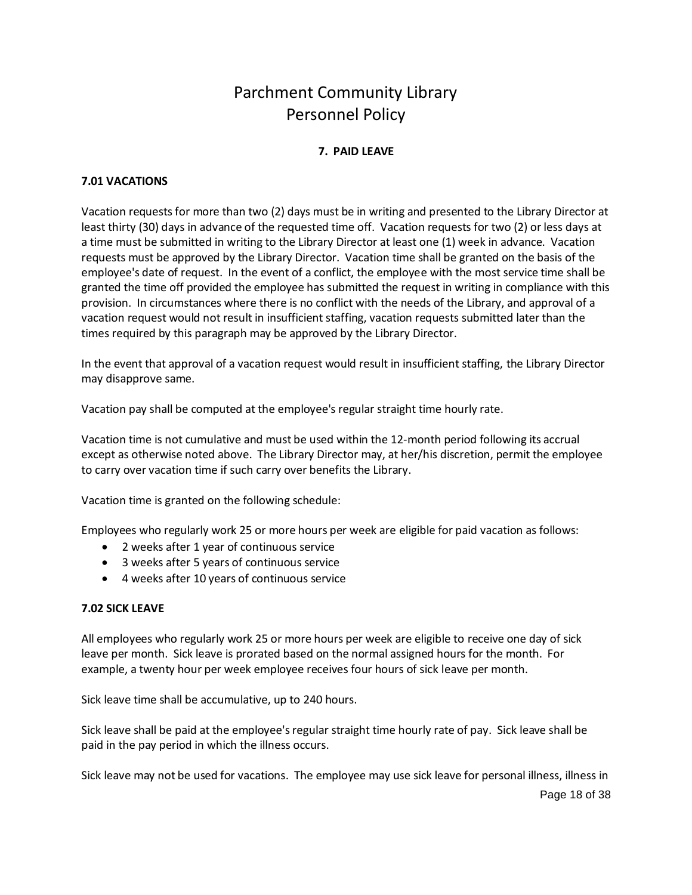# Parchment Community Library
# Personnel Policy

## 7. PAID LEAVE

### 7.01 VACATIONS

Vacation requests for more than two (2) days must be in writing and presented to the Library Director at least thirty (30) days in advance of the requested time off. Vacation requests for two (2) or less days at a time must be submitted in writing to the Library Director at least one (1) week in advance. Vacation requests must be approved by the Library Director. Vacation time shall be granted on the basis of the employee's date of request. In the event of a conflict, the employee with the most service time shall be granted the time off provided the employee has submitted the request in writing in compliance with this provision. In circumstances where there is no conflict with the needs of the Library, and approval of a vacation request would not result in insufficient staffing, vacation requests submitted later than the times required by this paragraph may be approved by the Library Director.

In the event that approval of a vacation request would result in insufficient staffing, the Library Director may disapprove same.

Vacation pay shall be computed at the employee's regular straight time hourly rate.

Vacation time is not cumulative and must be used within the 12-month period following its accrual except as otherwise noted above. The Library Director may, at her/his discretion, permit the employee to carry over vacation time if such carry over benefits the Library.

Vacation time is granted on the following schedule:

Employees who regularly work 25 or more hours per week are eligible for paid vacation as follows:

- 2 weeks after 1 year of continuous service
- 3 weeks after 5 years of continuous service
- 4 weeks after 10 years of continuous service

### 7.02 SICK LEAVE

All employees who regularly work 25 or more hours per week are eligible to receive one day of sick leave per month. Sick leave is prorated based on the normal assigned hours for the month. For example, a twenty hour per week employee receives four hours of sick leave per month.

Sick leave time shall be accumulative, up to 240 hours.

Sick leave shall be paid at the employee's regular straight time hourly rate of pay. Sick leave shall be paid in the pay period in which the illness occurs.

Sick leave may not be used for vacations. The employee may use sick leave for personal illness, illness in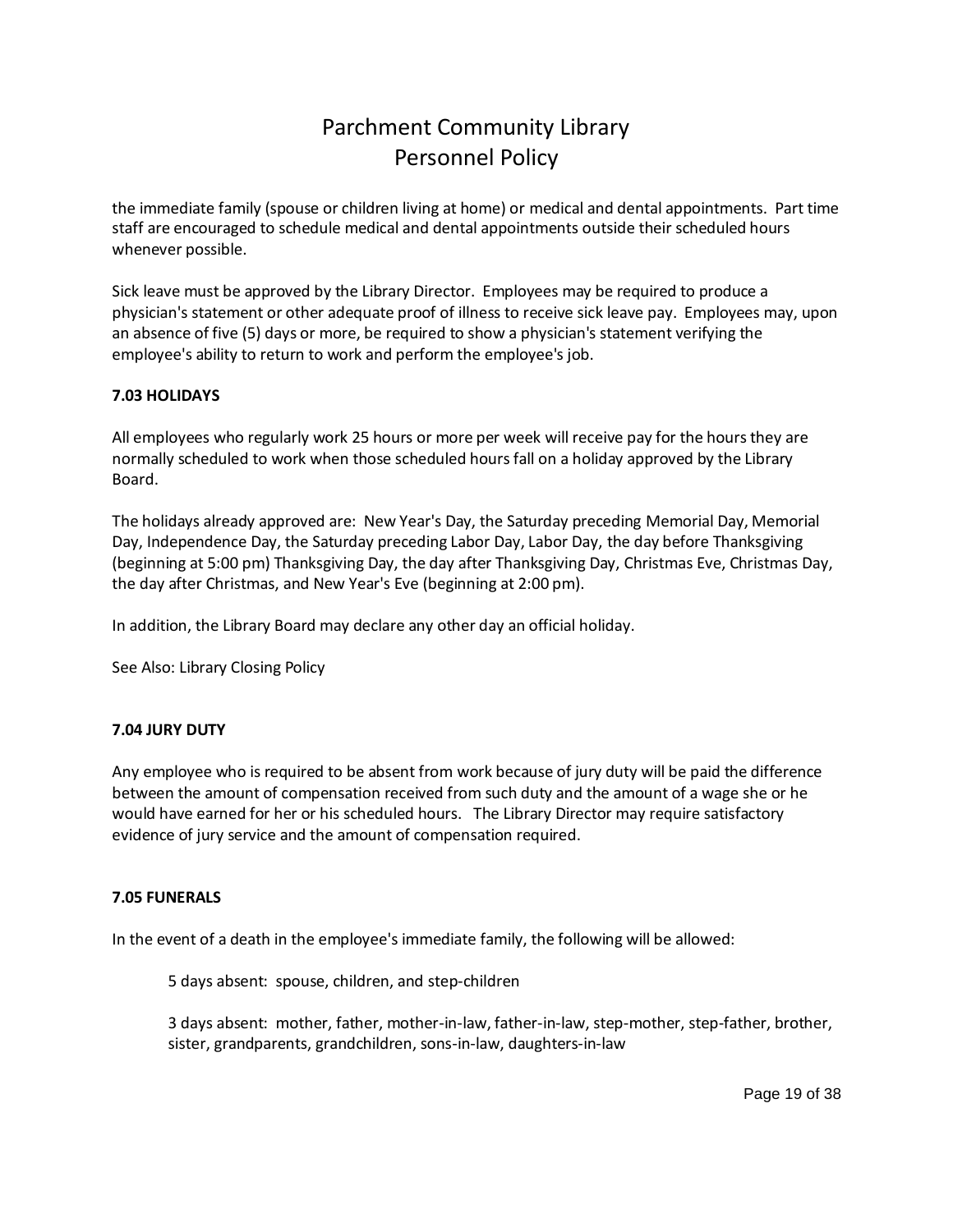the immediate family (spouse or children living at home) or medical and dental appointments. Part time staff are encouraged to schedule medical and dental appointments outside their scheduled hours whenever possible.

Sick leave must be approved by the Library Director. Employees may be required to produce a physician's statement or other adequate proof of illness to receive sick leave pay. Employees may, upon an absence of five (5) days or more, be required to show a physician's statement verifying the employee's ability to return to work and perform the employee's job.

**7.03 HOLIDAYS**

All employees who regularly work 25 hours or more per week will receive pay for the hours they are normally scheduled to work when those scheduled hours fall on a holiday approved by the Library Board.

The holidays already approved are: New Year's Day, the Saturday preceding Memorial Day, Memorial Day, Independence Day, the Saturday preceding Labor Day, Labor Day, the day before Thanksgiving (beginning at 5:00 pm) Thanksgiving Day, the day after Thanksgiving Day, Christmas Eve, Christmas Day, the day after Christmas, and New Year's Eve (beginning at 2:00 pm).

In addition, the Library Board may declare any other day an official holiday.

See Also: Library Closing Policy

**7.04 JURY DUTY**

Any employee who is required to be absent from work because of jury duty will be paid the difference between the amount of compensation received from such duty and the amount of a wage she or he would have earned for her or his scheduled hours. The Library Director may require satisfactory evidence of jury service and the amount of compensation required.

**7.05 FUNERALS**

In the event of a death in the employee's immediate family, the following will be allowed:

> 5 days absent: spouse, children, and step-children
>
> 3 days absent: mother, father, mother-in-law, father-in-law, step-mother, step-father, brother, sister, grandparents, grandchildren, sons-in-law, daughters-in-law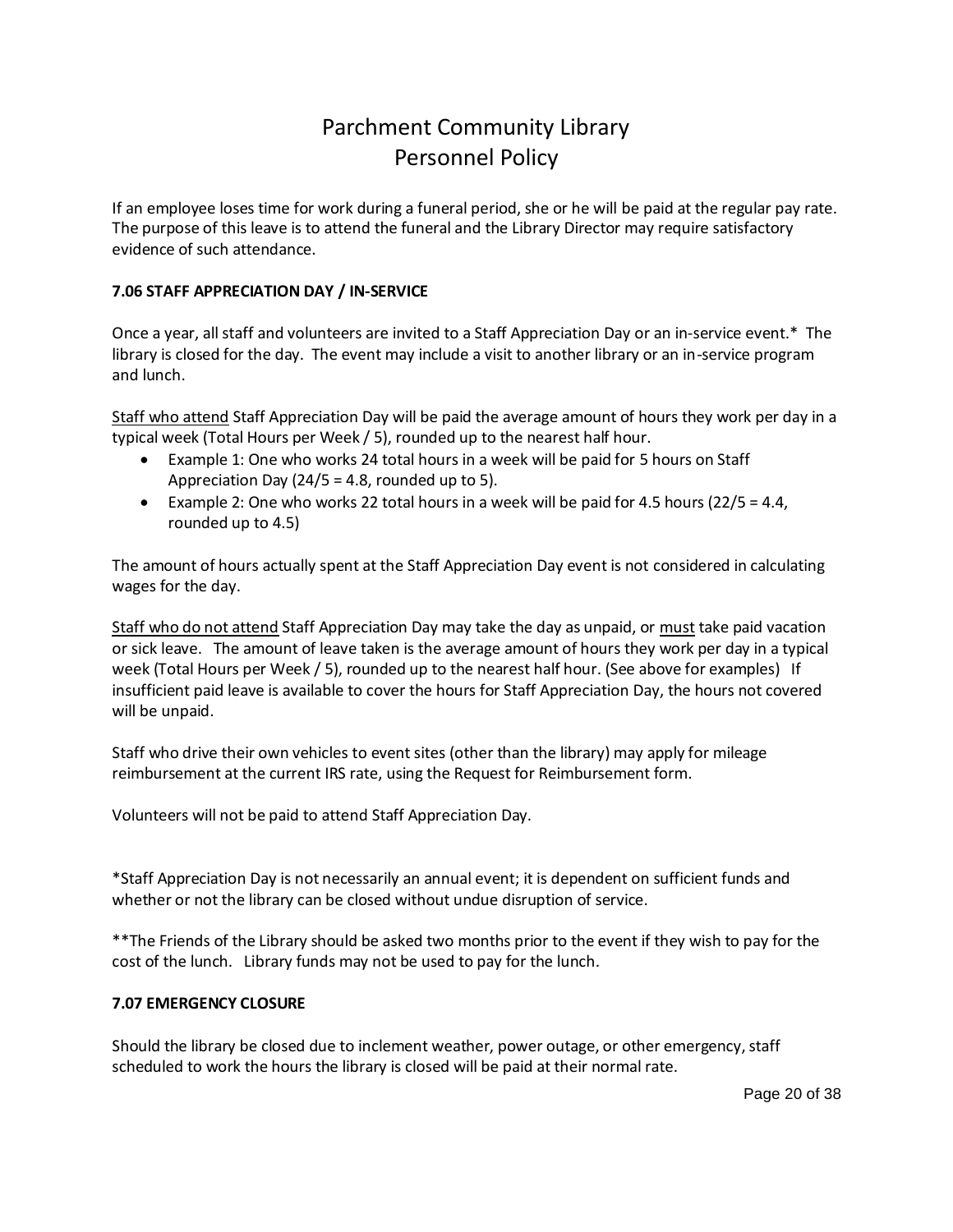If an employee loses time for work during a funeral period, she or he will be paid at the regular pay rate. The purpose of this leave is to attend the funeral and the Library Director may require satisfactory evidence of such attendance.

**7.06 STAFF APPRECIATION DAY / IN-SERVICE**

Once a year, all staff and volunteers are invited to a Staff Appreciation Day or an in-service event.* The library is closed for the day. The event may include a visit to another library or an in-service program and lunch.

<u>Staff who attend</u> Staff Appreciation Day will be paid the average amount of hours they work per day in a typical week (Total Hours per Week / 5), rounded up to the nearest half hour.

- Example 1: One who works 24 total hours in a week will be paid for 5 hours on Staff Appreciation Day (24/5 = 4.8, rounded up to 5).
- Example 2: One who works 22 total hours in a week will be paid for 4.5 hours (22/5 = 4.4, rounded up to 4.5)

The amount of hours actually spent at the Staff Appreciation Day event is not considered in calculating wages for the day.

<u>Staff who do not attend</u> Staff Appreciation Day may take the day as unpaid, or <u>must</u> take paid vacation or sick leave. The amount of leave taken is the average amount of hours they work per day in a typical week (Total Hours per Week / 5), rounded up to the nearest half hour. (See above for examples) If insufficient paid leave is available to cover the hours for Staff Appreciation Day, the hours not covered will be unpaid.

Staff who drive their own vehicles to event sites (other than the library) may apply for mileage reimbursement at the current IRS rate, using the Request for Reimbursement form.

Volunteers will not be paid to attend Staff Appreciation Day.

*Staff Appreciation Day is not necessarily an annual event; it is dependent on sufficient funds and whether or not the library can be closed without undue disruption of service.

**The Friends of the Library should be asked two months prior to the event if they wish to pay for the cost of the lunch. Library funds may not be used to pay for the lunch.

**7.07 EMERGENCY CLOSURE**

Should the library be closed due to inclement weather, power outage, or other emergency, staff scheduled to work the hours the library is closed will be paid at their normal rate.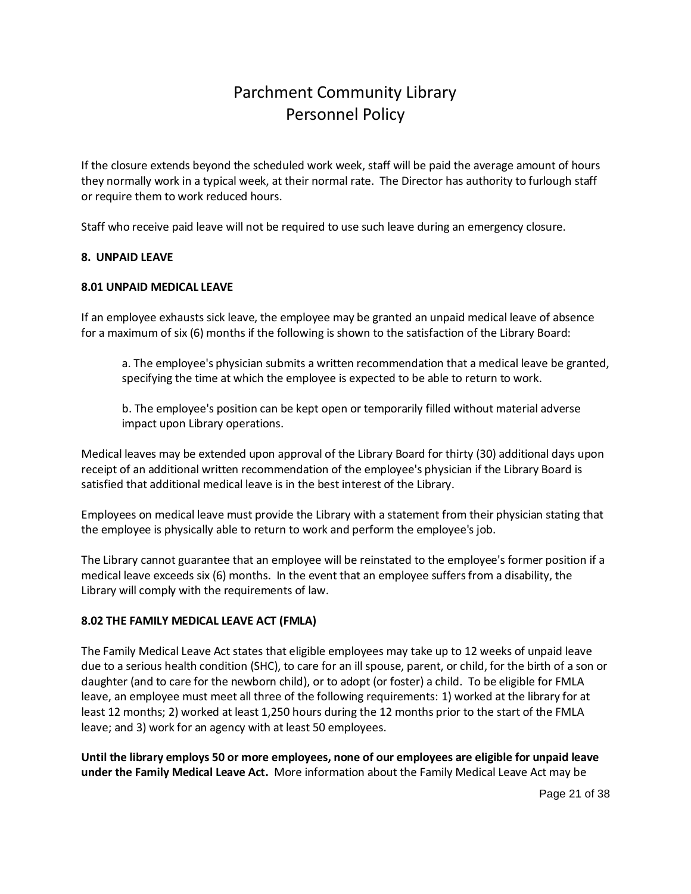If the closure extends beyond the scheduled work week, staff will be paid the average amount of hours they normally work in a typical week, at their normal rate. The Director has authority to furlough staff or require them to work reduced hours.

Staff who receive paid leave will not be required to use such leave during an emergency closure.

**8. UNPAID LEAVE**

**8.01 UNPAID MEDICAL LEAVE**

If an employee exhausts sick leave, the employee may be granted an unpaid medical leave of absence for a maximum of six (6) months if the following is shown to the satisfaction of the Library Board:

> a. The employee's physician submits a written recommendation that a medical leave be granted, specifying the time at which the employee is expected to be able to return to work.
>
> b. The employee's position can be kept open or temporarily filled without material adverse impact upon Library operations.

Medical leaves may be extended upon approval of the Library Board for thirty (30) additional days upon receipt of an additional written recommendation of the employee's physician if the Library Board is satisfied that additional medical leave is in the best interest of the Library.

Employees on medical leave must provide the Library with a statement from their physician stating that the employee is physically able to return to work and perform the employee's job.

The Library cannot guarantee that an employee will be reinstated to the employee's former position if a medical leave exceeds six (6) months. In the event that an employee suffers from a disability, the Library will comply with the requirements of law.

**8.02 THE FAMILY MEDICAL LEAVE ACT (FMLA)**

The Family Medical Leave Act states that eligible employees may take up to 12 weeks of unpaid leave due to a serious health condition (SHC), to care for an ill spouse, parent, or child, for the birth of a son or daughter (and to care for the newborn child), or to adopt (or foster) a child. To be eligible for FMLA leave, an employee must meet all three of the following requirements: 1) worked at the library for at least 12 months; 2) worked at least 1,250 hours during the 12 months prior to the start of the FMLA leave; and 3) work for an agency with at least 50 employees.

**Until the library employs 50 or more employees, none of our employees are eligible for unpaid leave under the Family Medical Leave Act.** More information about the Family Medical Leave Act may be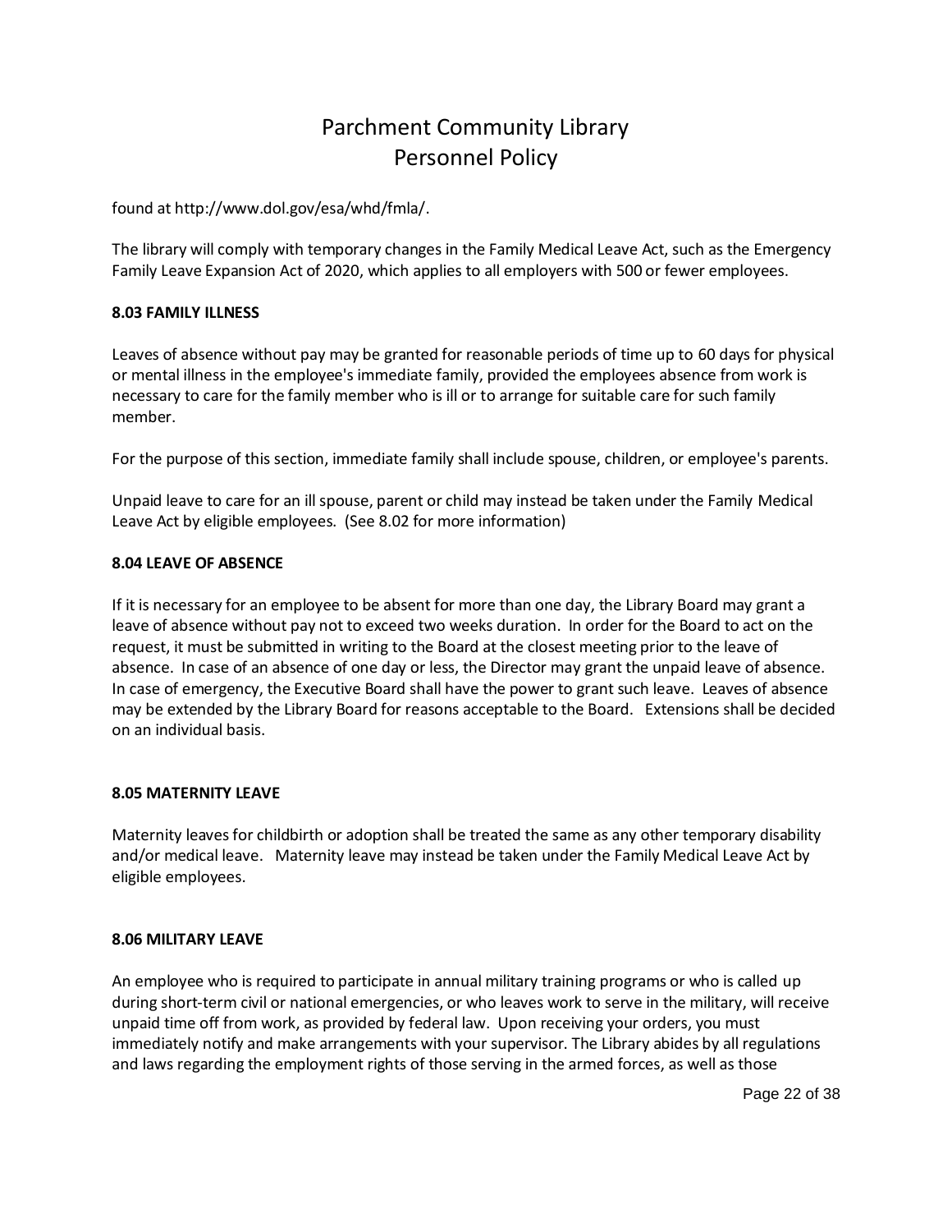found at http://www.dol.gov/esa/whd/fmla/.

The library will comply with temporary changes in the Family Medical Leave Act, such as the Emergency Family Leave Expansion Act of 2020, which applies to all employers with 500 or fewer employees.

**8.03 FAMILY ILLNESS**

Leaves of absence without pay may be granted for reasonable periods of time up to 60 days for physical or mental illness in the employee's immediate family, provided the employees absence from work is necessary to care for the family member who is ill or to arrange for suitable care for such family member.

For the purpose of this section, immediate family shall include spouse, children, or employee's parents.

Unpaid leave to care for an ill spouse, parent or child may instead be taken under the Family Medical Leave Act by eligible employees. (See 8.02 for more information)

**8.04 LEAVE OF ABSENCE**

If it is necessary for an employee to be absent for more than one day, the Library Board may grant a leave of absence without pay not to exceed two weeks duration. In order for the Board to act on the request, it must be submitted in writing to the Board at the closest meeting prior to the leave of absence. In case of an absence of one day or less, the Director may grant the unpaid leave of absence. In case of emergency, the Executive Board shall have the power to grant such leave. Leaves of absence may be extended by the Library Board for reasons acceptable to the Board. Extensions shall be decided on an individual basis.

**8.05 MATERNITY LEAVE**

Maternity leaves for childbirth or adoption shall be treated the same as any other temporary disability and/or medical leave. Maternity leave may instead be taken under the Family Medical Leave Act by eligible employees.

**8.06 MILITARY LEAVE**

An employee who is required to participate in annual military training programs or who is called up during short-term civil or national emergencies, or who leaves work to serve in the military, will receive unpaid time off from work, as provided by federal law. Upon receiving your orders, you must immediately notify and make arrangements with your supervisor. The Library abides by all regulations and laws regarding the employment rights of those serving in the armed forces, as well as those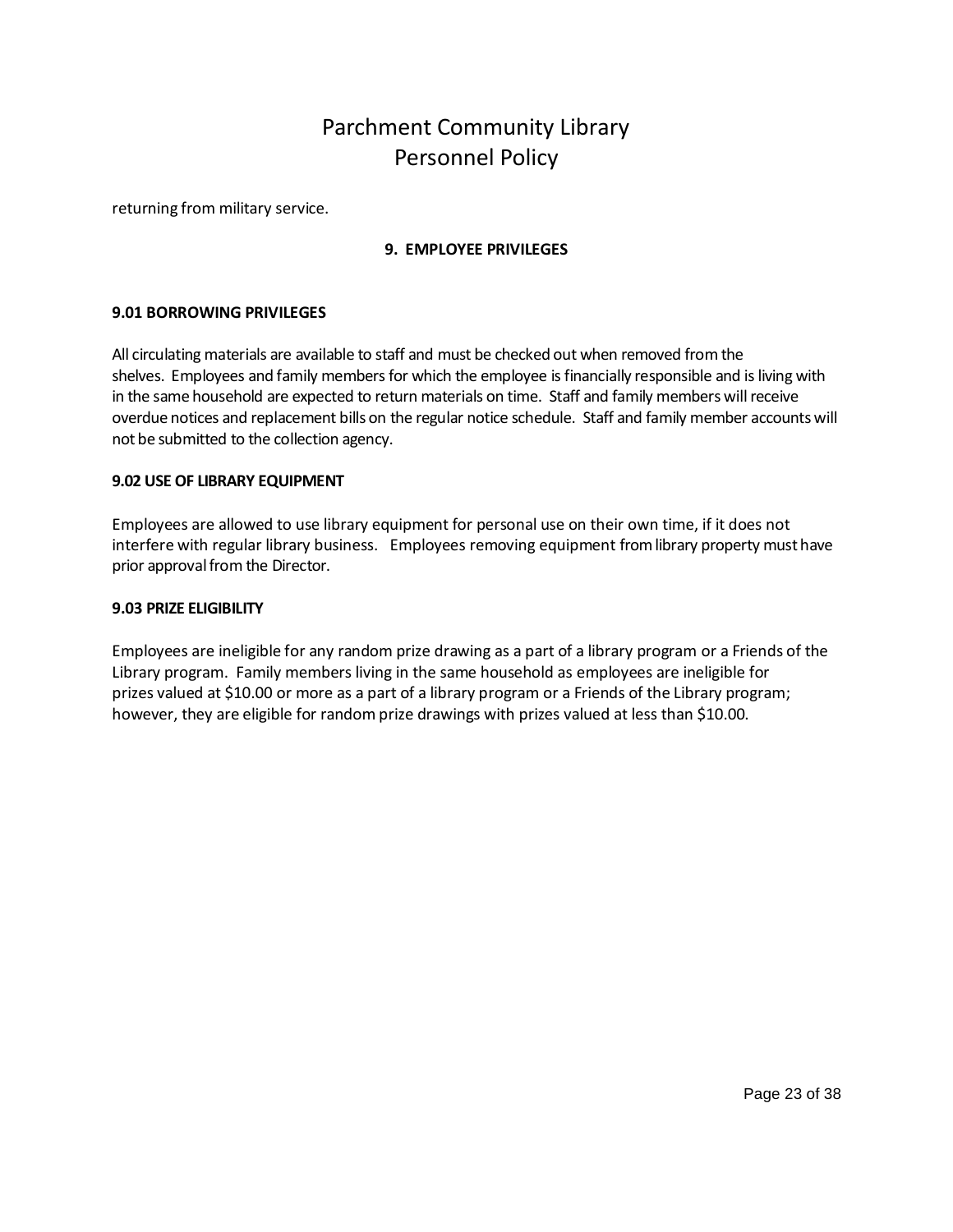returning from military service.

## 9. EMPLOYEE PRIVILEGES

### 9.01 BORROWING PRIVILEGES

All circulating materials are available to staff and must be checked out when removed from the shelves. Employees and family members for which the employee is financially responsible and is living with in the same household are expected to return materials on time. Staff and family members will receive overdue notices and replacement bills on the regular notice schedule. Staff and family member accounts will not be submitted to the collection agency.

### 9.02 USE OF LIBRARY EQUIPMENT

Employees are allowed to use library equipment for personal use on their own time, if it does not interfere with regular library business. Employees removing equipment from library property must have prior approval from the Director.

### 9.03 PRIZE ELIGIBILITY

Employees are ineligible for any random prize drawing as a part of a library program or a Friends of the Library program. Family members living in the same household as employees are ineligible for prizes valued at $10.00 or more as a part of a library program or a Friends of the Library program; however, they are eligible for random prize drawings with prizes valued at less than $10.00.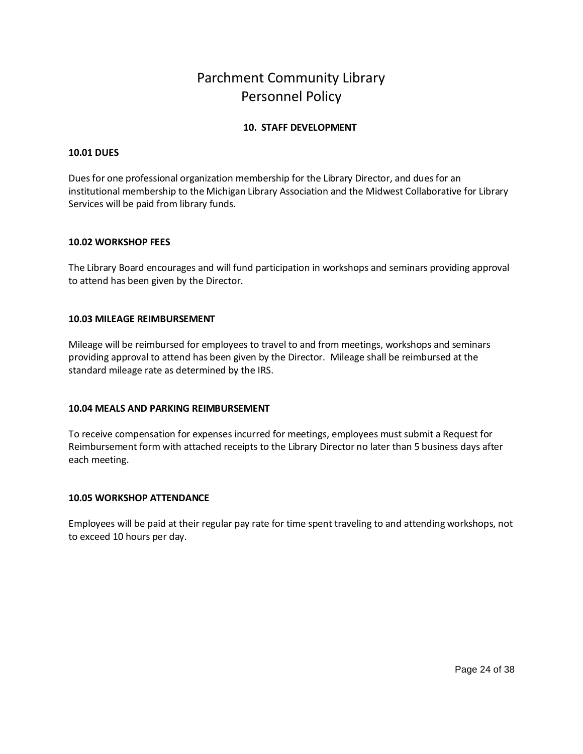# Parchment Community Library
# Personnel Policy

## 10. STAFF DEVELOPMENT

### 10.01 DUES

Dues for one professional organization membership for the Library Director, and dues for an institutional membership to the Michigan Library Association and the Midwest Collaborative for Library Services will be paid from library funds.

### 10.02 WORKSHOP FEES

The Library Board encourages and will fund participation in workshops and seminars providing approval to attend has been given by the Director.

### 10.03 MILEAGE REIMBURSEMENT

Mileage will be reimbursed for employees to travel to and from meetings, workshops and seminars providing approval to attend has been given by the Director. Mileage shall be reimbursed at the standard mileage rate as determined by the IRS.

### 10.04 MEALS AND PARKING REIMBURSEMENT

To receive compensation for expenses incurred for meetings, employees must submit a Request for Reimbursement form with attached receipts to the Library Director no later than 5 business days after each meeting.

### 10.05 WORKSHOP ATTENDANCE

Employees will be paid at their regular pay rate for time spent traveling to and attending workshops, not to exceed 10 hours per day.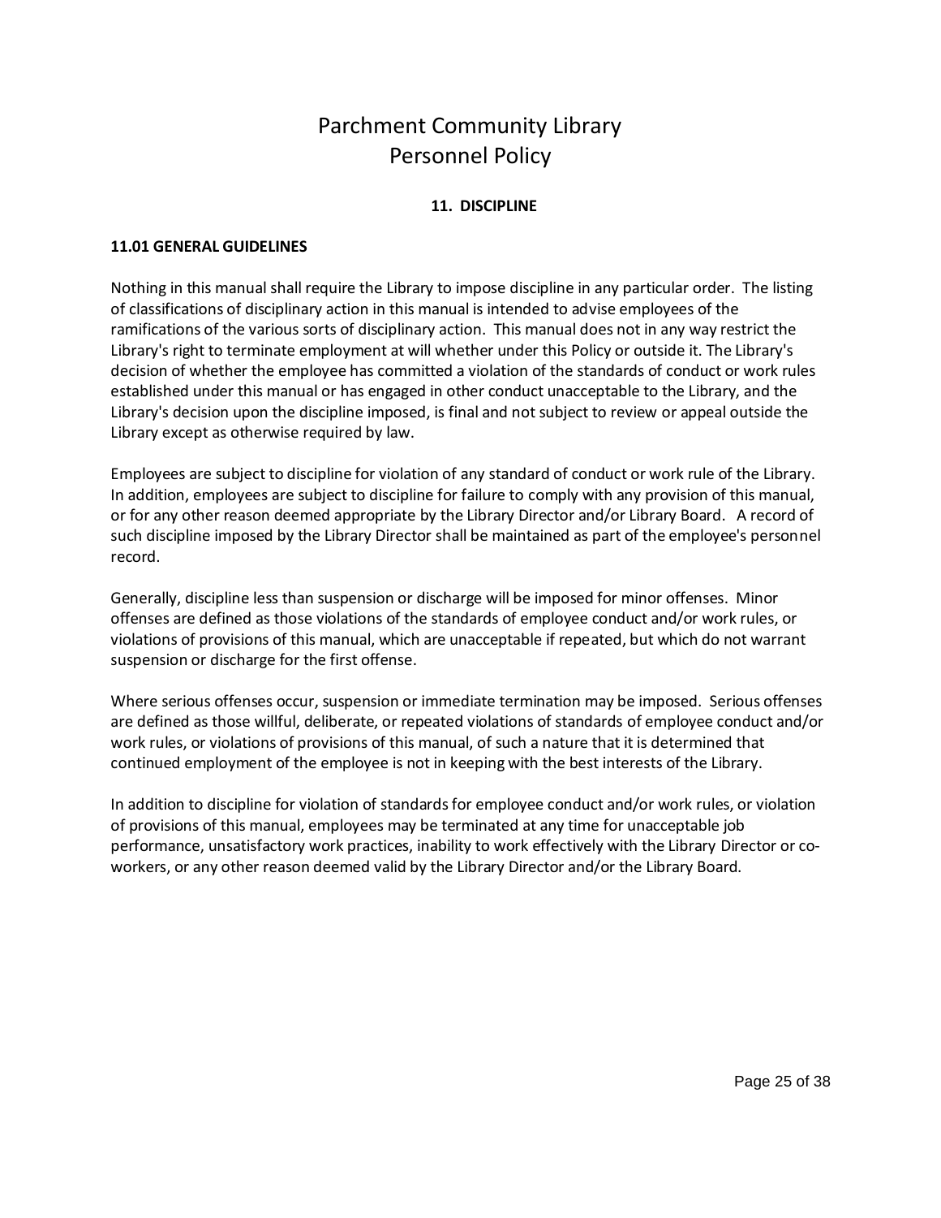# Parchment Community Library
# Personnel Policy

## 11. DISCIPLINE

### 11.01 GENERAL GUIDELINES

Nothing in this manual shall require the Library to impose discipline in any particular order. The listing of classifications of disciplinary action in this manual is intended to advise employees of the ramifications of the various sorts of disciplinary action. This manual does not in any way restrict the Library's right to terminate employment at will whether under this Policy or outside it. The Library's decision of whether the employee has committed a violation of the standards of conduct or work rules established under this manual or has engaged in other conduct unacceptable to the Library, and the Library's decision upon the discipline imposed, is final and not subject to review or appeal outside the Library except as otherwise required by law.

Employees are subject to discipline for violation of any standard of conduct or work rule of the Library. In addition, employees are subject to discipline for failure to comply with any provision of this manual, or for any other reason deemed appropriate by the Library Director and/or Library Board. A record of such discipline imposed by the Library Director shall be maintained as part of the employee's personnel record.

Generally, discipline less than suspension or discharge will be imposed for minor offenses. Minor offenses are defined as those violations of the standards of employee conduct and/or work rules, or violations of provisions of this manual, which are unacceptable if repeated, but which do not warrant suspension or discharge for the first offense.

Where serious offenses occur, suspension or immediate termination may be imposed. Serious offenses are defined as those willful, deliberate, or repeated violations of standards of employee conduct and/or work rules, or violations of provisions of this manual, of such a nature that it is determined that continued employment of the employee is not in keeping with the best interests of the Library.

In addition to discipline for violation of standards for employee conduct and/or work rules, or violation of provisions of this manual, employees may be terminated at any time for unacceptable job performance, unsatisfactory work practices, inability to work effectively with the Library Director or co-workers, or any other reason deemed valid by the Library Director and/or the Library Board.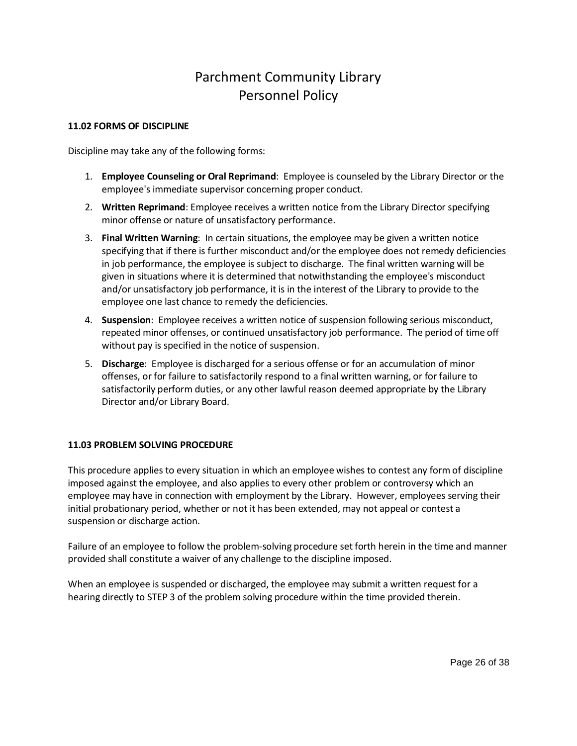# Parchment Community Library
# Personnel Policy

### 11.02 FORMS OF DISCIPLINE

Discipline may take any of the following forms:

1. **Employee Counseling or Oral Reprimand**: Employee is counseled by the Library Director or the employee's immediate supervisor concerning proper conduct.
2. **Written Reprimand**: Employee receives a written notice from the Library Director specifying minor offense or nature of unsatisfactory performance.
3. **Final Written Warning**: In certain situations, the employee may be given a written notice specifying that if there is further misconduct and/or the employee does not remedy deficiencies in job performance, the employee is subject to discharge. The final written warning will be given in situations where it is determined that notwithstanding the employee's misconduct and/or unsatisfactory job performance, it is in the interest of the Library to provide to the employee one last chance to remedy the deficiencies.
4. **Suspension**: Employee receives a written notice of suspension following serious misconduct, repeated minor offenses, or continued unsatisfactory job performance. The period of time off without pay is specified in the notice of suspension.
5. **Discharge**: Employee is discharged for a serious offense or for an accumulation of minor offenses, or for failure to satisfactorily respond to a final written warning, or for failure to satisfactorily perform duties, or any other lawful reason deemed appropriate by the Library Director and/or Library Board.

### 11.03 PROBLEM SOLVING PROCEDURE

This procedure applies to every situation in which an employee wishes to contest any form of discipline imposed against the employee, and also applies to every other problem or controversy which an employee may have in connection with employment by the Library. However, employees serving their initial probationary period, whether or not it has been extended, may not appeal or contest a suspension or discharge action.

Failure of an employee to follow the problem-solving procedure set forth herein in the time and manner provided shall constitute a waiver of any challenge to the discipline imposed.

When an employee is suspended or discharged, the employee may submit a written request for a hearing directly to STEP 3 of the problem solving procedure within the time provided therein.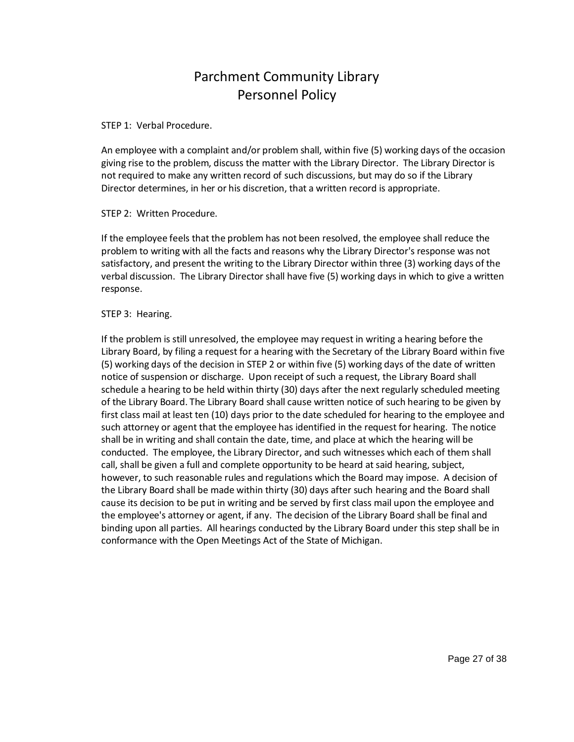# Parchment Community Library
# Personnel Policy

STEP 1: Verbal Procedure.

An employee with a complaint and/or problem shall, within five (5) working days of the occasion giving rise to the problem, discuss the matter with the Library Director. The Library Director is not required to make any written record of such discussions, but may do so if the Library Director determines, in her or his discretion, that a written record is appropriate.

STEP 2: Written Procedure.

If the employee feels that the problem has not been resolved, the employee shall reduce the problem to writing with all the facts and reasons why the Library Director's response was not satisfactory, and present the writing to the Library Director within three (3) working days of the verbal discussion. The Library Director shall have five (5) working days in which to give a written response.

STEP 3: Hearing.

If the problem is still unresolved, the employee may request in writing a hearing before the Library Board, by filing a request for a hearing with the Secretary of the Library Board within five (5) working days of the decision in STEP 2 or within five (5) working days of the date of written notice of suspension or discharge. Upon receipt of such a request, the Library Board shall schedule a hearing to be held within thirty (30) days after the next regularly scheduled meeting of the Library Board. The Library Board shall cause written notice of such hearing to be given by first class mail at least ten (10) days prior to the date scheduled for hearing to the employee and such attorney or agent that the employee has identified in the request for hearing. The notice shall be in writing and shall contain the date, time, and place at which the hearing will be conducted. The employee, the Library Director, and such witnesses which each of them shall call, shall be given a full and complete opportunity to be heard at said hearing, subject, however, to such reasonable rules and regulations which the Board may impose. A decision of the Library Board shall be made within thirty (30) days after such hearing and the Board shall cause its decision to be put in writing and be served by first class mail upon the employee and the employee's attorney or agent, if any. The decision of the Library Board shall be final and binding upon all parties. All hearings conducted by the Library Board under this step shall be in conformance with the Open Meetings Act of the State of Michigan.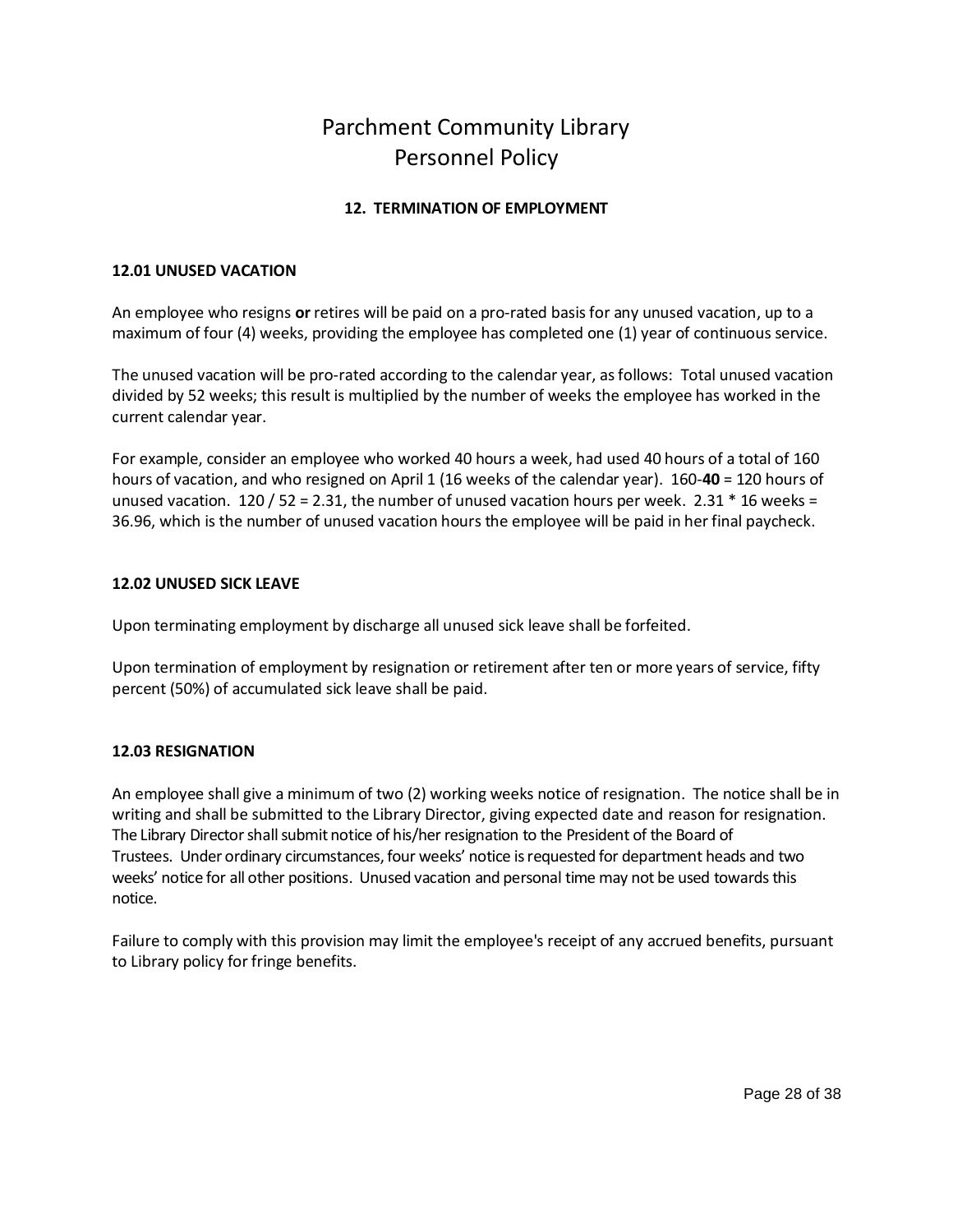# Parchment Community Library
# Personnel Policy

## 12. TERMINATION OF EMPLOYMENT

### 12.01 UNUSED VACATION

An employee who resigns **or** retires will be paid on a pro-rated basis for any unused vacation, up to a maximum of four (4) weeks, providing the employee has completed one (1) year of continuous service.

The unused vacation will be pro-rated according to the calendar year, as follows: Total unused vacation divided by 52 weeks; this result is multiplied by the number of weeks the employee has worked in the current calendar year.

For example, consider an employee who worked 40 hours a week, had used 40 hours of a total of 160 hours of vacation, and who resigned on April 1 (16 weeks of the calendar year). 160-**40** = 120 hours of unused vacation. 120 / 52 = 2.31, the number of unused vacation hours per week. 2.31 * 16 weeks = 36.96, which is the number of unused vacation hours the employee will be paid in her final paycheck.

### 12.02 UNUSED SICK LEAVE

Upon terminating employment by discharge all unused sick leave shall be forfeited.

Upon termination of employment by resignation or retirement after ten or more years of service, fifty percent (50%) of accumulated sick leave shall be paid.

### 12.03 RESIGNATION

An employee shall give a minimum of two (2) working weeks notice of resignation. The notice shall be in writing and shall be submitted to the Library Director, giving expected date and reason for resignation. The Library Director shall submit notice of his/her resignation to the President of the Board of Trustees. Under ordinary circumstances, four weeks' notice is requested for department heads and two weeks' notice for all other positions. Unused vacation and personal time may not be used towards this notice.

Failure to comply with this provision may limit the employee's receipt of any accrued benefits, pursuant to Library policy for fringe benefits.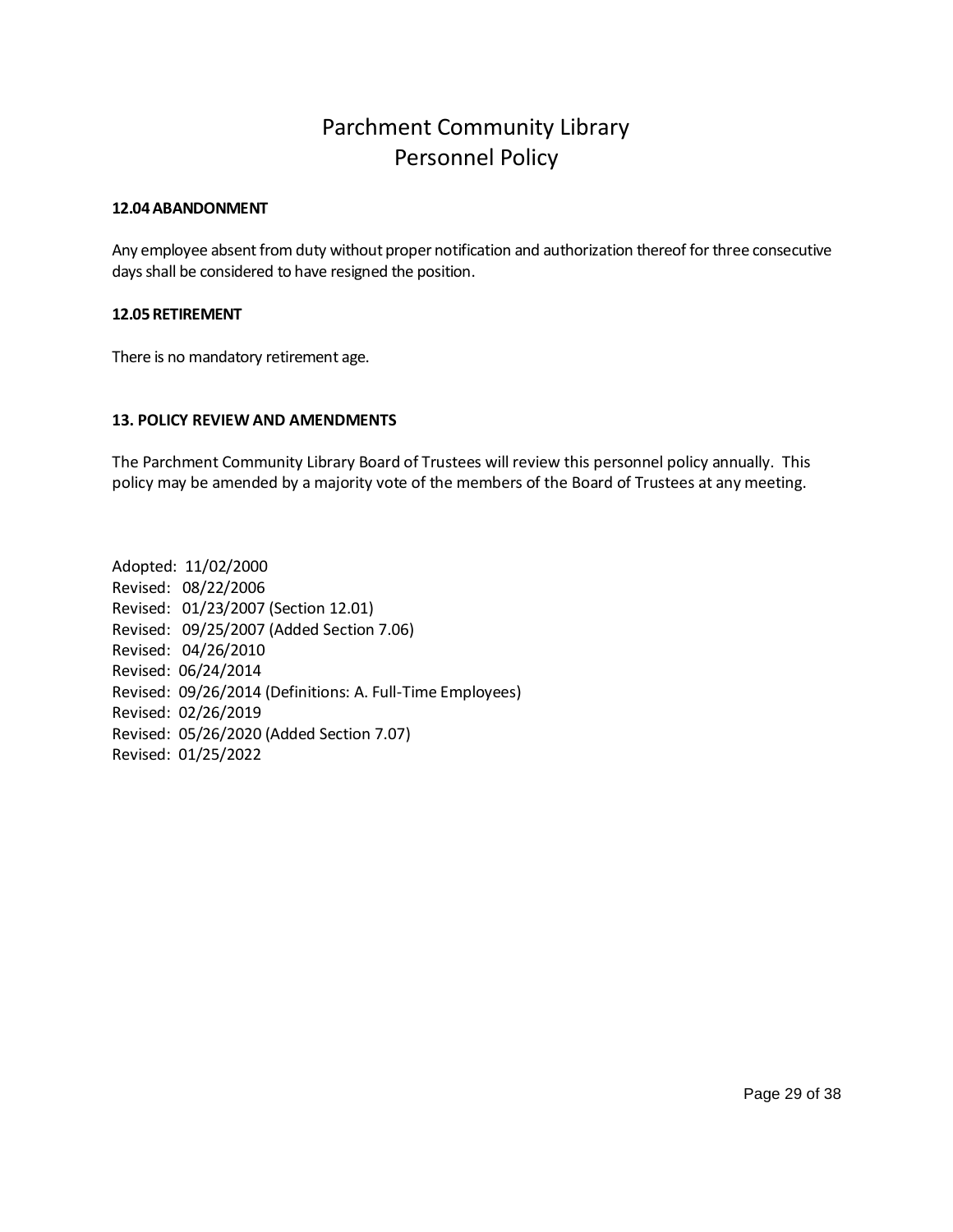# Parchment Community Library
# Personnel Policy

**12.04 ABANDONMENT**

Any employee absent from duty without proper notification and authorization thereof for three consecutive days shall be considered to have resigned the position.

**12.05 RETIREMENT**

There is no mandatory retirement age.

**13. POLICY REVIEW AND AMENDMENTS**

The Parchment Community Library Board of Trustees will review this personnel policy annually. This policy may be amended by a majority vote of the members of the Board of Trustees at any meeting.

Adopted: 11/02/2000
Revised: 08/22/2006
Revised: 01/23/2007 (Section 12.01)
Revised: 09/25/2007 (Added Section 7.06)
Revised: 04/26/2010
Revised: 06/24/2014
Revised: 09/26/2014 (Definitions: A. Full-Time Employees)
Revised: 02/26/2019
Revised: 05/26/2020 (Added Section 7.07)
Revised: 01/25/2022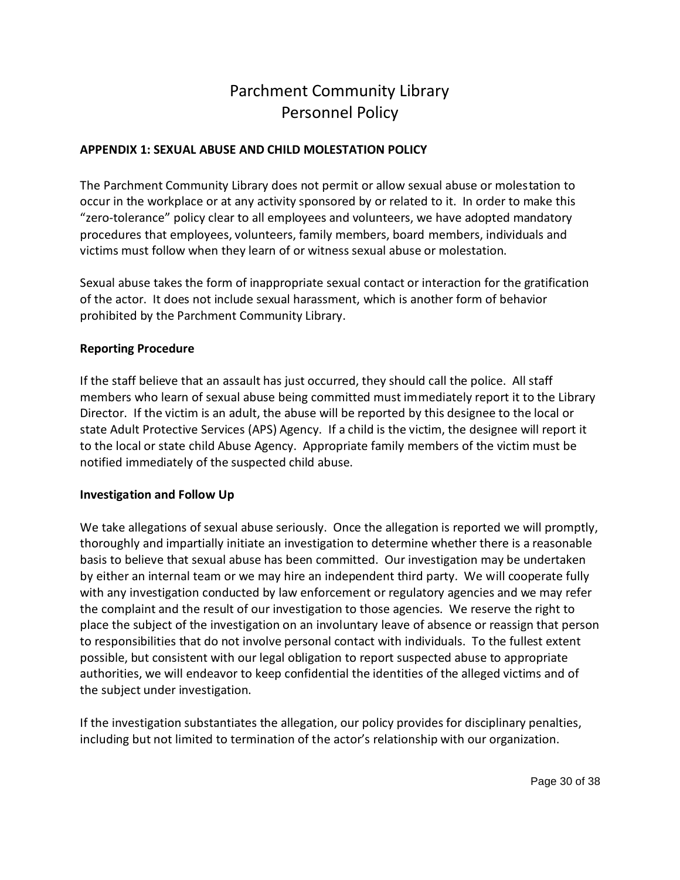# Parchment Community Library
# Personnel Policy

**APPENDIX 1: SEXUAL ABUSE AND CHILD MOLESTATION POLICY**

The Parchment Community Library does not permit or allow sexual abuse or molestation to occur in the workplace or at any activity sponsored by or related to it. In order to make this "zero-tolerance" policy clear to all employees and volunteers, we have adopted mandatory procedures that employees, volunteers, family members, board members, individuals and victims must follow when they learn of or witness sexual abuse or molestation.

Sexual abuse takes the form of inappropriate sexual contact or interaction for the gratification of the actor. It does not include sexual harassment, which is another form of behavior prohibited by the Parchment Community Library.

**Reporting Procedure**

If the staff believe that an assault has just occurred, they should call the police. All staff members who learn of sexual abuse being committed must immediately report it to the Library Director. If the victim is an adult, the abuse will be reported by this designee to the local or state Adult Protective Services (APS) Agency. If a child is the victim, the designee will report it to the local or state child Abuse Agency. Appropriate family members of the victim must be notified immediately of the suspected child abuse.

**Investigation and Follow Up**

We take allegations of sexual abuse seriously. Once the allegation is reported we will promptly, thoroughly and impartially initiate an investigation to determine whether there is a reasonable basis to believe that sexual abuse has been committed. Our investigation may be undertaken by either an internal team or we may hire an independent third party. We will cooperate fully with any investigation conducted by law enforcement or regulatory agencies and we may refer the complaint and the result of our investigation to those agencies. We reserve the right to place the subject of the investigation on an involuntary leave of absence or reassign that person to responsibilities that do not involve personal contact with individuals. To the fullest extent possible, but consistent with our legal obligation to report suspected abuse to appropriate authorities, we will endeavor to keep confidential the identities of the alleged victims and of the subject under investigation.

If the investigation substantiates the allegation, our policy provides for disciplinary penalties, including but not limited to termination of the actor's relationship with our organization.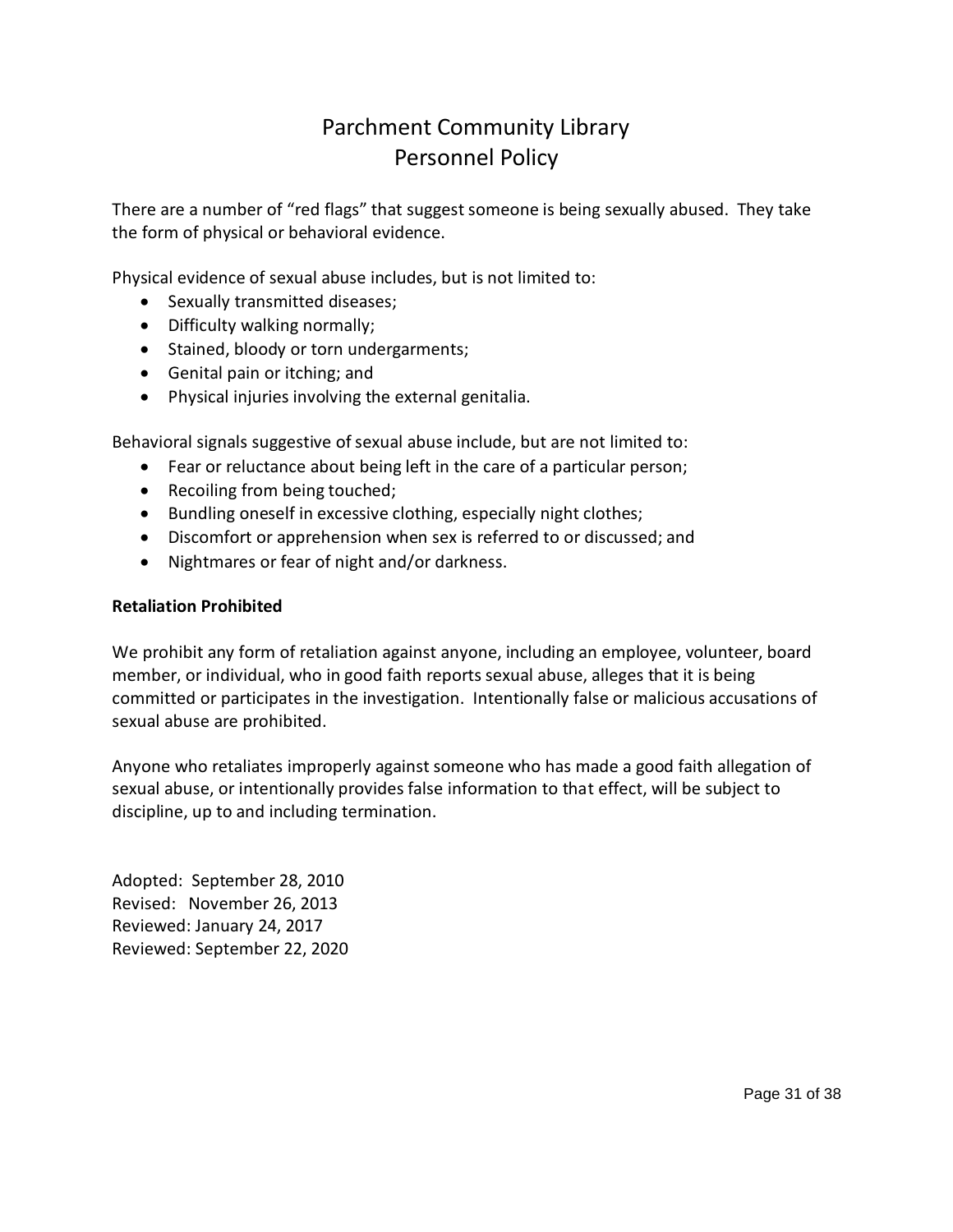There are a number of "red flags" that suggest someone is being sexually abused. They take the form of physical or behavioral evidence.

Physical evidence of sexual abuse includes, but is not limited to:

- Sexually transmitted diseases;
- Difficulty walking normally;
- Stained, bloody or torn undergarments;
- Genital pain or itching; and
- Physical injuries involving the external genitalia.

Behavioral signals suggestive of sexual abuse include, but are not limited to:

- Fear or reluctance about being left in the care of a particular person;
- Recoiling from being touched;
- Bundling oneself in excessive clothing, especially night clothes;
- Discomfort or apprehension when sex is referred to or discussed; and
- Nightmares or fear of night and/or darkness.

**Retaliation Prohibited**

We prohibit any form of retaliation against anyone, including an employee, volunteer, board member, or individual, who in good faith reports sexual abuse, alleges that it is being committed or participates in the investigation. Intentionally false or malicious accusations of sexual abuse are prohibited.

Anyone who retaliates improperly against someone who has made a good faith allegation of sexual abuse, or intentionally provides false information to that effect, will be subject to discipline, up to and including termination.

Adopted: September 28, 2010
Revised: November 26, 2013
Reviewed: January 24, 2017
Reviewed: September 22, 2020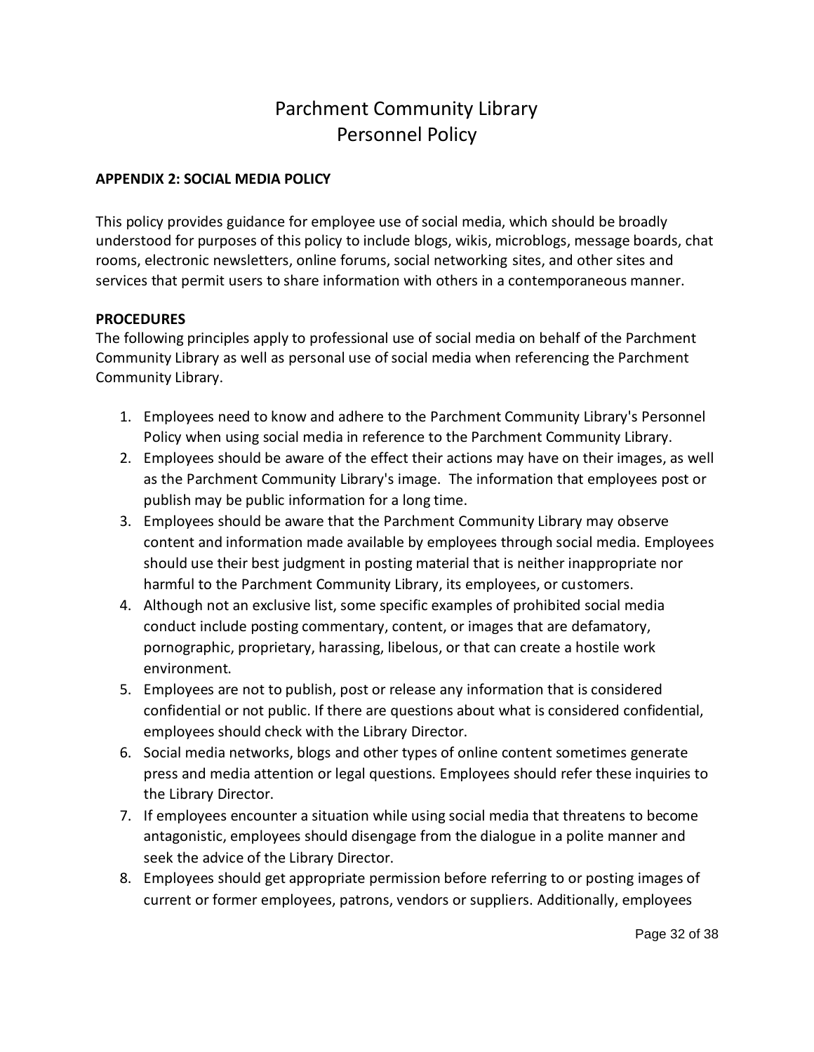# Parchment Community Library
# Personnel Policy

**APPENDIX 2: SOCIAL MEDIA POLICY**

This policy provides guidance for employee use of social media, which should be broadly understood for purposes of this policy to include blogs, wikis, microblogs, message boards, chat rooms, electronic newsletters, online forums, social networking sites, and other sites and services that permit users to share information with others in a contemporaneous manner.

**PROCEDURES**

The following principles apply to professional use of social media on behalf of the Parchment Community Library as well as personal use of social media when referencing the Parchment Community Library.

1. Employees need to know and adhere to the Parchment Community Library's Personnel Policy when using social media in reference to the Parchment Community Library.
2. Employees should be aware of the effect their actions may have on their images, as well as the Parchment Community Library's image. The information that employees post or publish may be public information for a long time.
3. Employees should be aware that the Parchment Community Library may observe content and information made available by employees through social media. Employees should use their best judgment in posting material that is neither inappropriate nor harmful to the Parchment Community Library, its employees, or customers.
4. Although not an exclusive list, some specific examples of prohibited social media conduct include posting commentary, content, or images that are defamatory, pornographic, proprietary, harassing, libelous, or that can create a hostile work environment.
5. Employees are not to publish, post or release any information that is considered confidential or not public. If there are questions about what is considered confidential, employees should check with the Library Director.
6. Social media networks, blogs and other types of online content sometimes generate press and media attention or legal questions. Employees should refer these inquiries to the Library Director.
7. If employees encounter a situation while using social media that threatens to become antagonistic, employees should disengage from the dialogue in a polite manner and seek the advice of the Library Director.
8. Employees should get appropriate permission before referring to or posting images of current or former employees, patrons, vendors or suppliers. Additionally, employees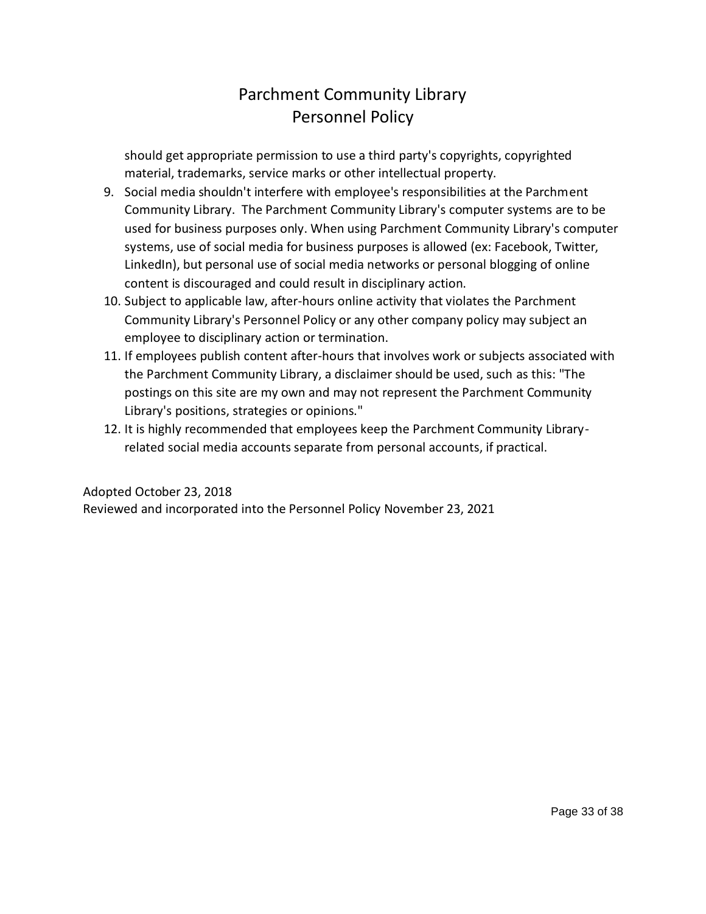should get appropriate permission to use a third party's copyrights, copyrighted material, trademarks, service marks or other intellectual property.

9. Social media shouldn't interfere with employee's responsibilities at the Parchment Community Library. The Parchment Community Library's computer systems are to be used for business purposes only. When using Parchment Community Library's computer systems, use of social media for business purposes is allowed (ex: Facebook, Twitter, LinkedIn), but personal use of social media networks or personal blogging of online content is discouraged and could result in disciplinary action.
10. Subject to applicable law, after-hours online activity that violates the Parchment Community Library's Personnel Policy or any other company policy may subject an employee to disciplinary action or termination.
11. If employees publish content after-hours that involves work or subjects associated with the Parchment Community Library, a disclaimer should be used, such as this: "The postings on this site are my own and may not represent the Parchment Community Library's positions, strategies or opinions."
12. It is highly recommended that employees keep the Parchment Community Library-related social media accounts separate from personal accounts, if practical.

Adopted October 23, 2018
Reviewed and incorporated into the Personnel Policy November 23, 2021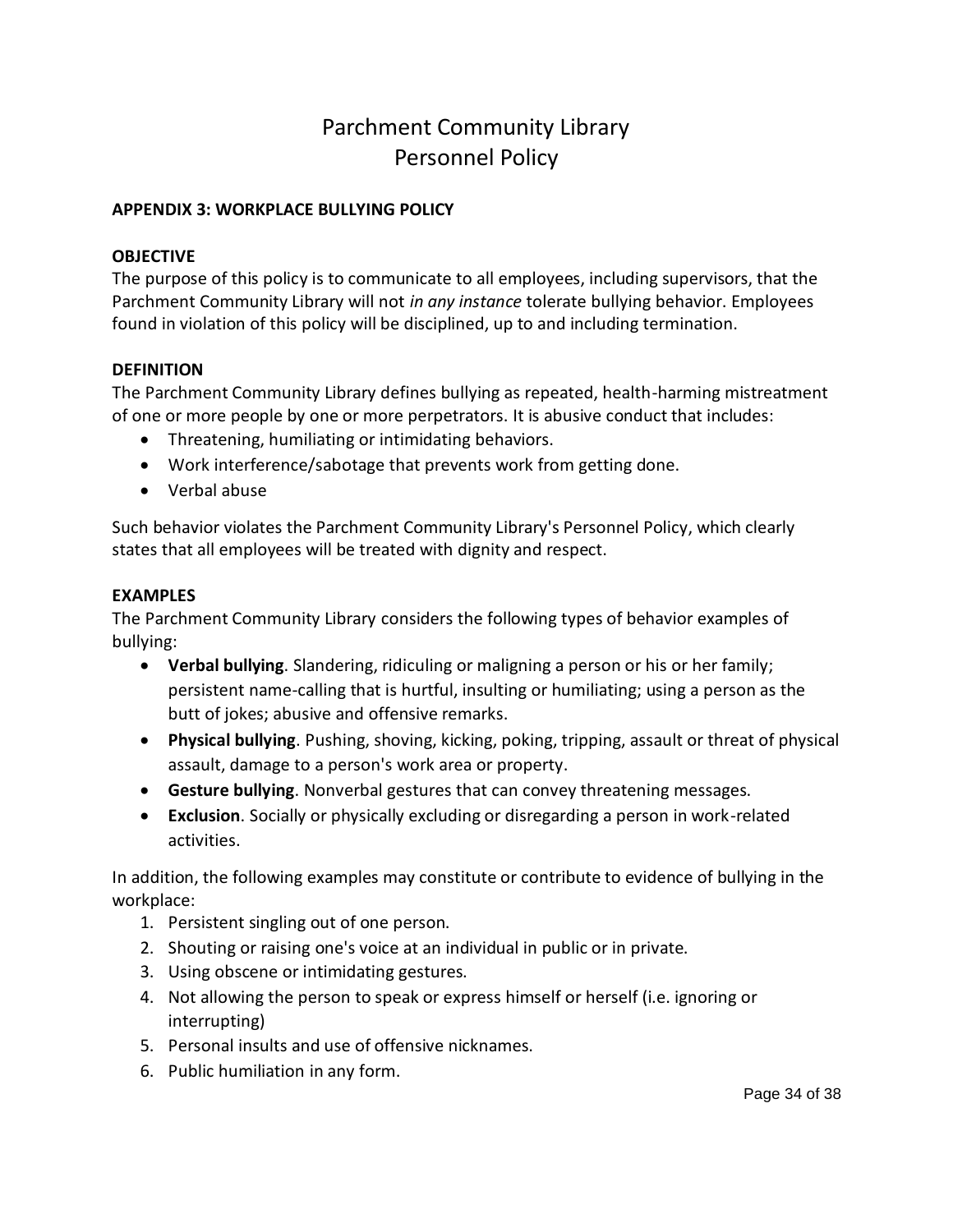# Parchment Community Library
# Personnel Policy

**APPENDIX 3: WORKPLACE BULLYING POLICY**

**OBJECTIVE**

The purpose of this policy is to communicate to all employees, including supervisors, that the Parchment Community Library will not *in any instance* tolerate bullying behavior. Employees found in violation of this policy will be disciplined, up to and including termination.

**DEFINITION**

The Parchment Community Library defines bullying as repeated, health-harming mistreatment of one or more people by one or more perpetrators. It is abusive conduct that includes:

- Threatening, humiliating or intimidating behaviors.
- Work interference/sabotage that prevents work from getting done.
- Verbal abuse

Such behavior violates the Parchment Community Library's Personnel Policy, which clearly states that all employees will be treated with dignity and respect.

**EXAMPLES**

The Parchment Community Library considers the following types of behavior examples of bullying:

- **Verbal bullying**. Slandering, ridiculing or maligning a person or his or her family; persistent name-calling that is hurtful, insulting or humiliating; using a person as the butt of jokes; abusive and offensive remarks.
- **Physical bullying**. Pushing, shoving, kicking, poking, tripping, assault or threat of physical assault, damage to a person's work area or property.
- **Gesture bullying**. Nonverbal gestures that can convey threatening messages.
- **Exclusion**. Socially or physically excluding or disregarding a person in work-related activities.

In addition, the following examples may constitute or contribute to evidence of bullying in the workplace:

1. Persistent singling out of one person.
2. Shouting or raising one's voice at an individual in public or in private.
3. Using obscene or intimidating gestures.
4. Not allowing the person to speak or express himself or herself (i.e. ignoring or interrupting)
5. Personal insults and use of offensive nicknames.
6. Public humiliation in any form.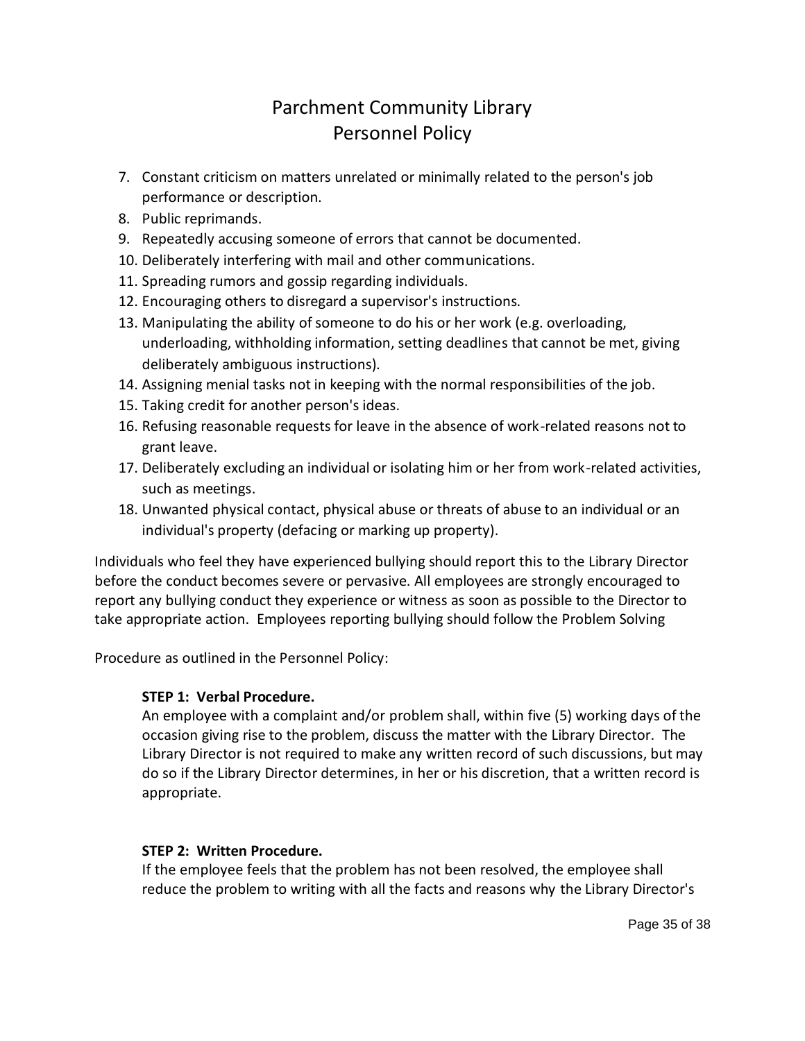7. Constant criticism on matters unrelated or minimally related to the person's job performance or description.
8. Public reprimands.
9. Repeatedly accusing someone of errors that cannot be documented.
10. Deliberately interfering with mail and other communications.
11. Spreading rumors and gossip regarding individuals.
12. Encouraging others to disregard a supervisor's instructions.
13. Manipulating the ability of someone to do his or her work (e.g. overloading, underloading, withholding information, setting deadlines that cannot be met, giving deliberately ambiguous instructions).
14. Assigning menial tasks not in keeping with the normal responsibilities of the job.
15. Taking credit for another person's ideas.
16. Refusing reasonable requests for leave in the absence of work-related reasons not to grant leave.
17. Deliberately excluding an individual or isolating him or her from work-related activities, such as meetings.
18. Unwanted physical contact, physical abuse or threats of abuse to an individual or an individual's property (defacing or marking up property).

Individuals who feel they have experienced bullying should report this to the Library Director before the conduct becomes severe or pervasive. All employees are strongly encouraged to report any bullying conduct they experience or witness as soon as possible to the Director to take appropriate action. Employees reporting bullying should follow the Problem Solving

Procedure as outlined in the Personnel Policy:

**STEP 1: Verbal Procedure.**
An employee with a complaint and/or problem shall, within five (5) working days of the occasion giving rise to the problem, discuss the matter with the Library Director. The Library Director is not required to make any written record of such discussions, but may do so if the Library Director determines, in her or his discretion, that a written record is appropriate.

**STEP 2: Written Procedure.**
If the employee feels that the problem has not been resolved, the employee shall reduce the problem to writing with all the facts and reasons why the Library Director's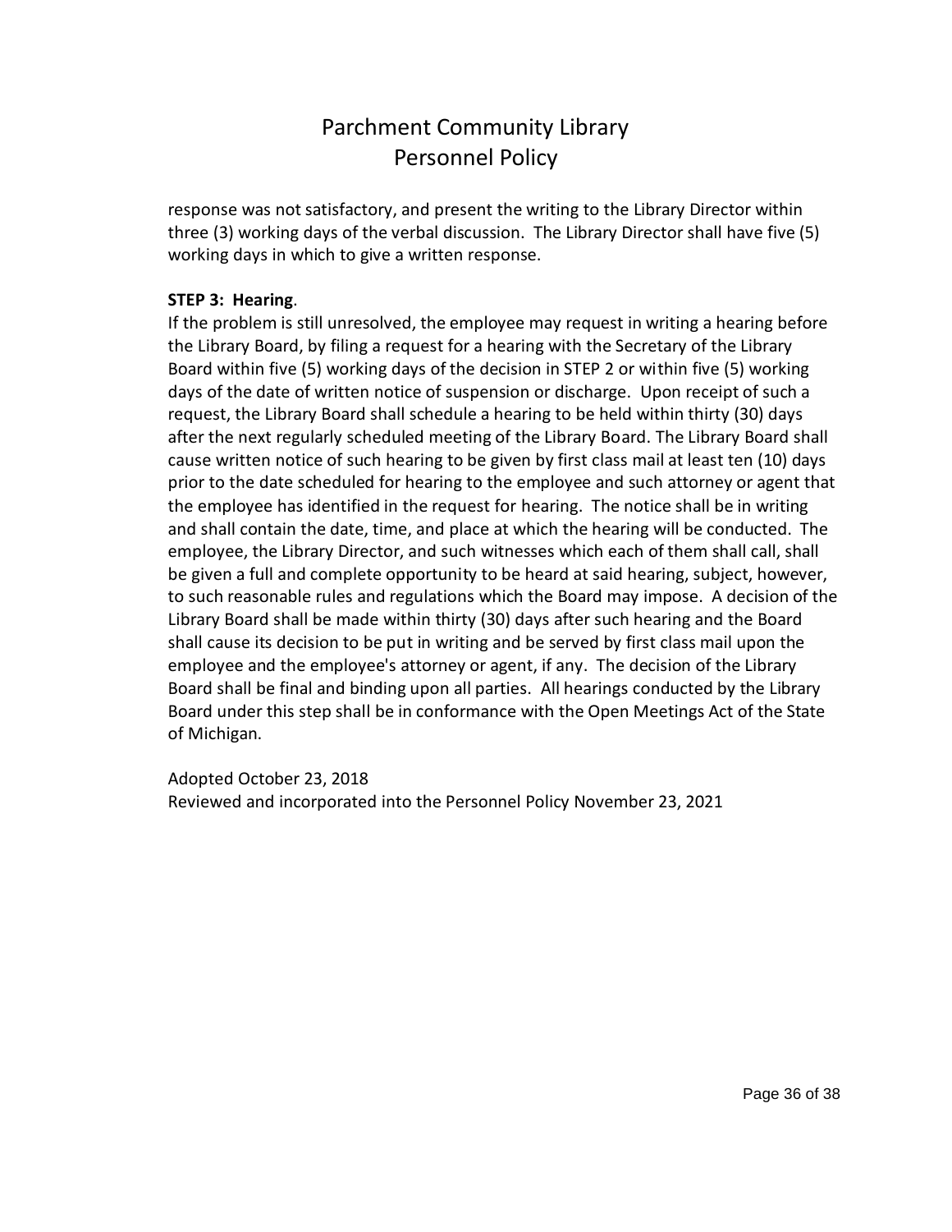response was not satisfactory, and present the writing to the Library Director within three (3) working days of the verbal discussion. The Library Director shall have five (5) working days in which to give a written response.

**STEP 3: Hearing**.

If the problem is still unresolved, the employee may request in writing a hearing before the Library Board, by filing a request for a hearing with the Secretary of the Library Board within five (5) working days of the decision in STEP 2 or within five (5) working days of the date of written notice of suspension or discharge. Upon receipt of such a request, the Library Board shall schedule a hearing to be held within thirty (30) days after the next regularly scheduled meeting of the Library Board. The Library Board shall cause written notice of such hearing to be given by first class mail at least ten (10) days prior to the date scheduled for hearing to the employee and such attorney or agent that the employee has identified in the request for hearing. The notice shall be in writing and shall contain the date, time, and place at which the hearing will be conducted. The employee, the Library Director, and such witnesses which each of them shall call, shall be given a full and complete opportunity to be heard at said hearing, subject, however, to such reasonable rules and regulations which the Board may impose. A decision of the Library Board shall be made within thirty (30) days after such hearing and the Board shall cause its decision to be put in writing and be served by first class mail upon the employee and the employee's attorney or agent, if any. The decision of the Library Board shall be final and binding upon all parties. All hearings conducted by the Library Board under this step shall be in conformance with the Open Meetings Act of the State of Michigan.

Adopted October 23, 2018
Reviewed and incorporated into the Personnel Policy November 23, 2021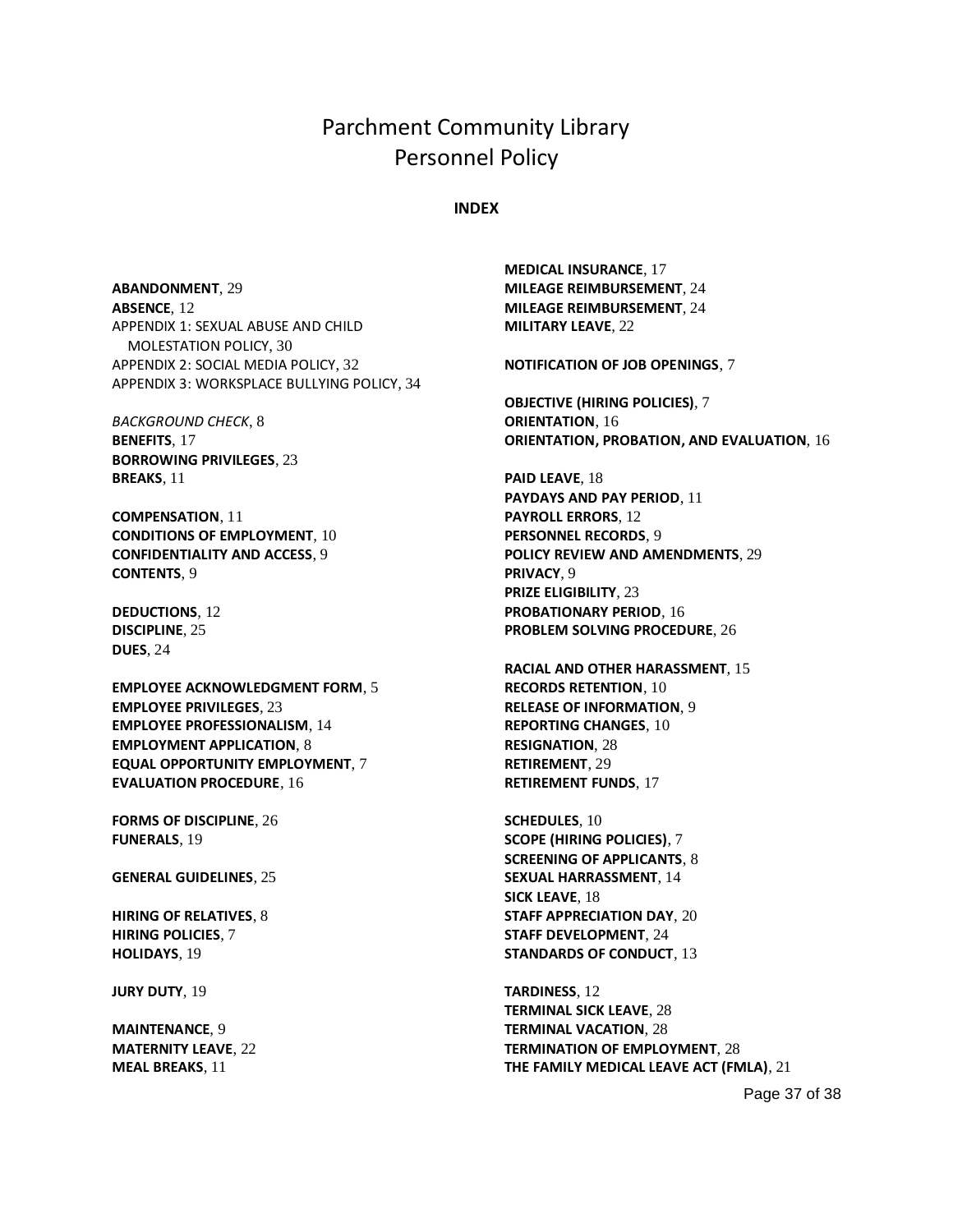# Parchment Community Library
# Personnel Policy

**INDEX**

**ABANDONMENT**, 29
**ABSENCE**, 12
APPENDIX 1: SEXUAL ABUSE AND CHILD MOLESTATION POLICY, 30
APPENDIX 2: SOCIAL MEDIA POLICY, 32
APPENDIX 3: WORKSPLACE BULLYING POLICY, 34

*BACKGROUND CHECK*, 8
**BENEFITS**, 17
**BORROWING PRIVILEGES**, 23
**BREAKS**, 11

**COMPENSATION**, 11
**CONDITIONS OF EMPLOYMENT**, 10
**CONFIDENTIALITY AND ACCESS**, 9
**CONTENTS**, 9

**DEDUCTIONS**, 12
**DISCIPLINE**, 25
**DUES**, 24

**EMPLOYEE ACKNOWLEDGMENT FORM**, 5
**EMPLOYEE PRIVILEGES**, 23
**EMPLOYEE PROFESSIONALISM**, 14
**EMPLOYMENT APPLICATION**, 8
**EQUAL OPPORTUNITY EMPLOYMENT**, 7
**EVALUATION PROCEDURE**, 16

**FORMS OF DISCIPLINE**, 26
**FUNERALS**, 19

**GENERAL GUIDELINES**, 25

**HIRING OF RELATIVES**, 8
**HIRING POLICIES**, 7
**HOLIDAYS**, 19

**JURY DUTY**, 19

**MAINTENANCE**, 9
**MATERNITY LEAVE**, 22
**MEAL BREAKS**, 11
**MEDICAL INSURANCE**, 17
**MILEAGE REIMBURSEMENT**, 24
**MILEAGE REIMBURSEMENT**, 24
**MILITARY LEAVE**, 22

**NOTIFICATION OF JOB OPENINGS**, 7

**OBJECTIVE (HIRING POLICIES)**, 7
**ORIENTATION**, 16
**ORIENTATION, PROBATION, AND EVALUATION**, 16

**PAID LEAVE**, 18
**PAYDAYS AND PAY PERIOD**, 11
**PAYROLL ERRORS**, 12
**PERSONNEL RECORDS**, 9
**POLICY REVIEW AND AMENDMENTS**, 29
**PRIVACY**, 9
**PRIZE ELIGIBILITY**, 23
**PROBATIONARY PERIOD**, 16
**PROBLEM SOLVING PROCEDURE**, 26

**RACIAL AND OTHER HARASSMENT**, 15
**RECORDS RETENTION**, 10
**RELEASE OF INFORMATION**, 9
**REPORTING CHANGES**, 10
**RESIGNATION**, 28
**RETIREMENT**, 29
**RETIREMENT FUNDS**, 17

**SCHEDULES**, 10
**SCOPE (HIRING POLICIES)**, 7
**SCREENING OF APPLICANTS**, 8
**SEXUAL HARRASSMENT**, 14
**SICK LEAVE**, 18
**STAFF APPRECIATION DAY**, 20
**STAFF DEVELOPMENT**, 24
**STANDARDS OF CONDUCT**, 13

**TARDINESS**, 12
**TERMINAL SICK LEAVE**, 28
**TERMINAL VACATION**, 28
**TERMINATION OF EMPLOYMENT**, 28
**THE FAMILY MEDICAL LEAVE ACT (FMLA)**, 21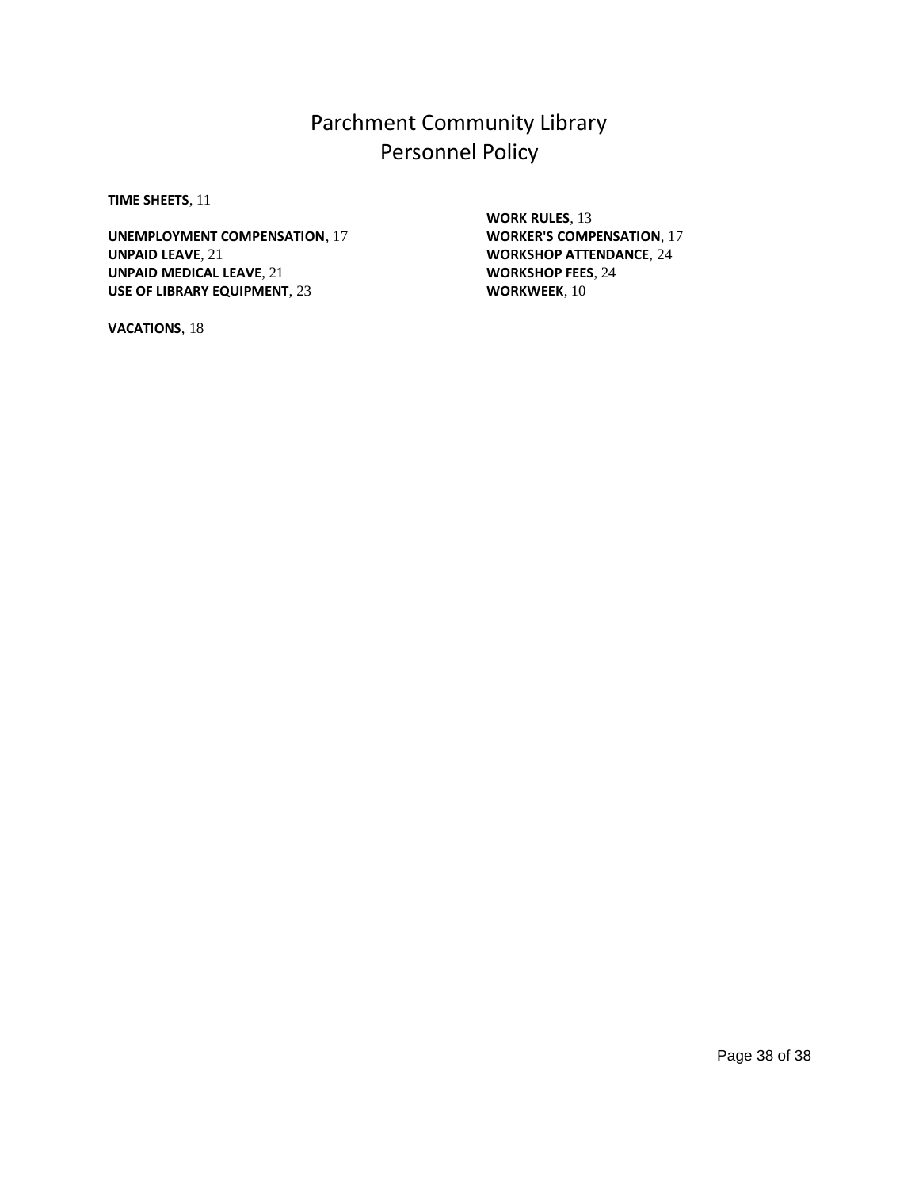**TIME SHEETS**, 11

**UNEMPLOYMENT COMPENSATION**, 17
**UNPAID LEAVE**, 21
**UNPAID MEDICAL LEAVE**, 21
**USE OF LIBRARY EQUIPMENT**, 23

**VACATIONS**, 18

**WORK RULES**, 13
**WORKER'S COMPENSATION**, 17
**WORKSHOP ATTENDANCE**, 24
**WORKSHOP FEES**, 24
**WORKWEEK**, 10